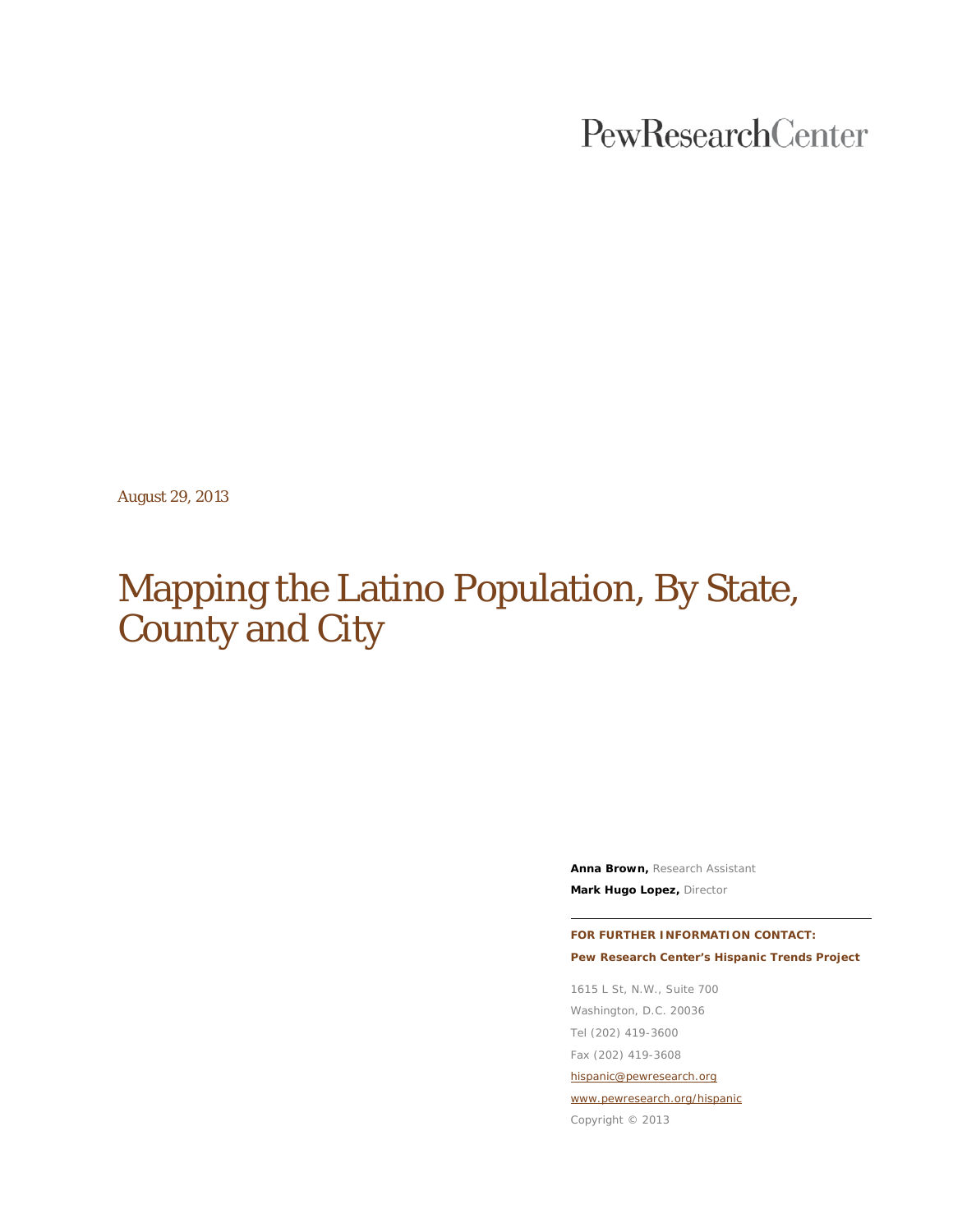PewResearchCenter

August 29, 2013

# Mapping the Latino Population, By State, County and City

**Anna Brown,** Research Assistant

**Mark Hugo Lopez,** Director

**FOR FURTHER INFORMATION CONTACT:**

**Pew Research Center's Hispanic Trends Project**

1615 L St, N.W., Suite 700

Washington, D.C. 20036

Tel (202) 419-3600

Fax (202) 419-3608

hispanic@pewresearch.org

www.pewresearch.org/hispanic

Copyright © 2013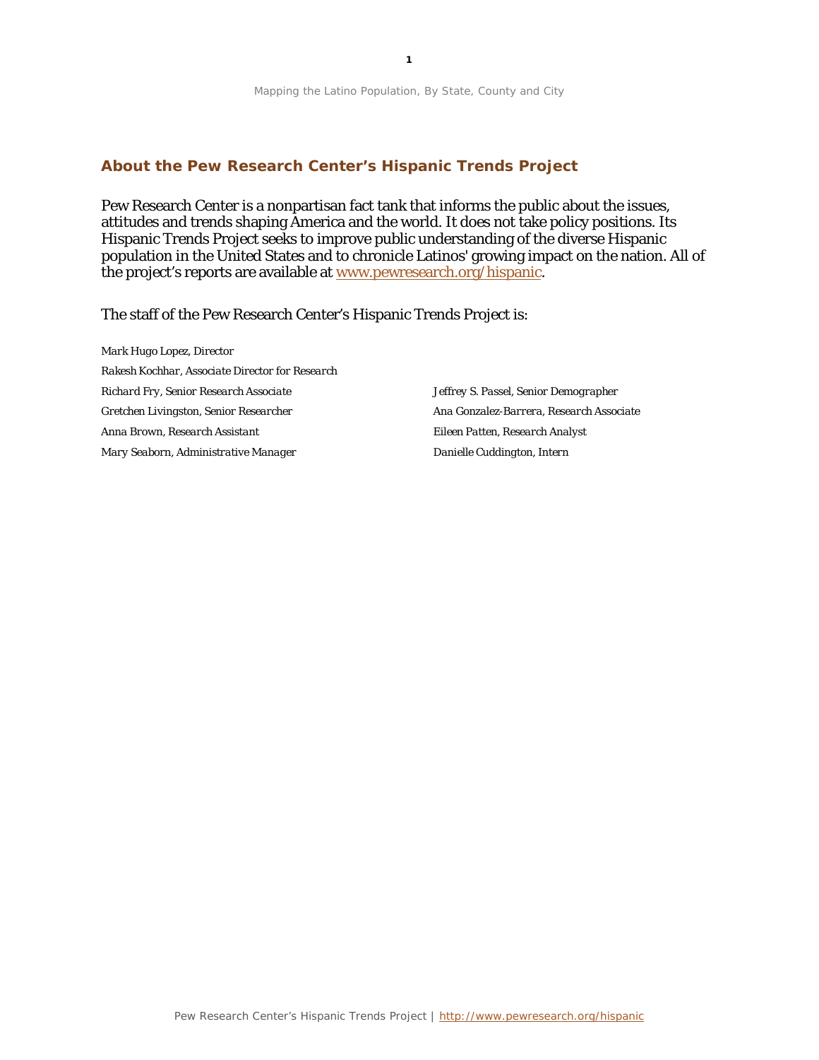## About the Pew Research Center's Hispanic Trends Project

Pew Research Center is a nonpartisan fact tank that informs the public about the issues, attitudes and trends shaping America and the world. It does not take policy positions. Its Hispanic Trends Project seeks to improve public understanding of the diverse Hispanic population in the United States and to chronicle Latinos' growing impact on the nation. All of the project's reports are available at www.pewresearch.org/hispanic.

The staff of the Pew Research Center's Hispanic Trends Project is:

*Mark Hugo Lopez, Director*

*Rakesh Kochhar, Associate Director for Research*

*Richard Fry, Senior Research Associate*

*Gretchen Livingston, Senior Researcher*

*Anna Brown, Research Assistant*

*Mary Seaborn, Administrative Manager*

*Jeffrey S. Passel, Senior Demographer*

*Ana Gonzalez-Barrera, Research Associate*

*Eileen Patten, Research Analyst*

*Danielle Cuddington, Intern*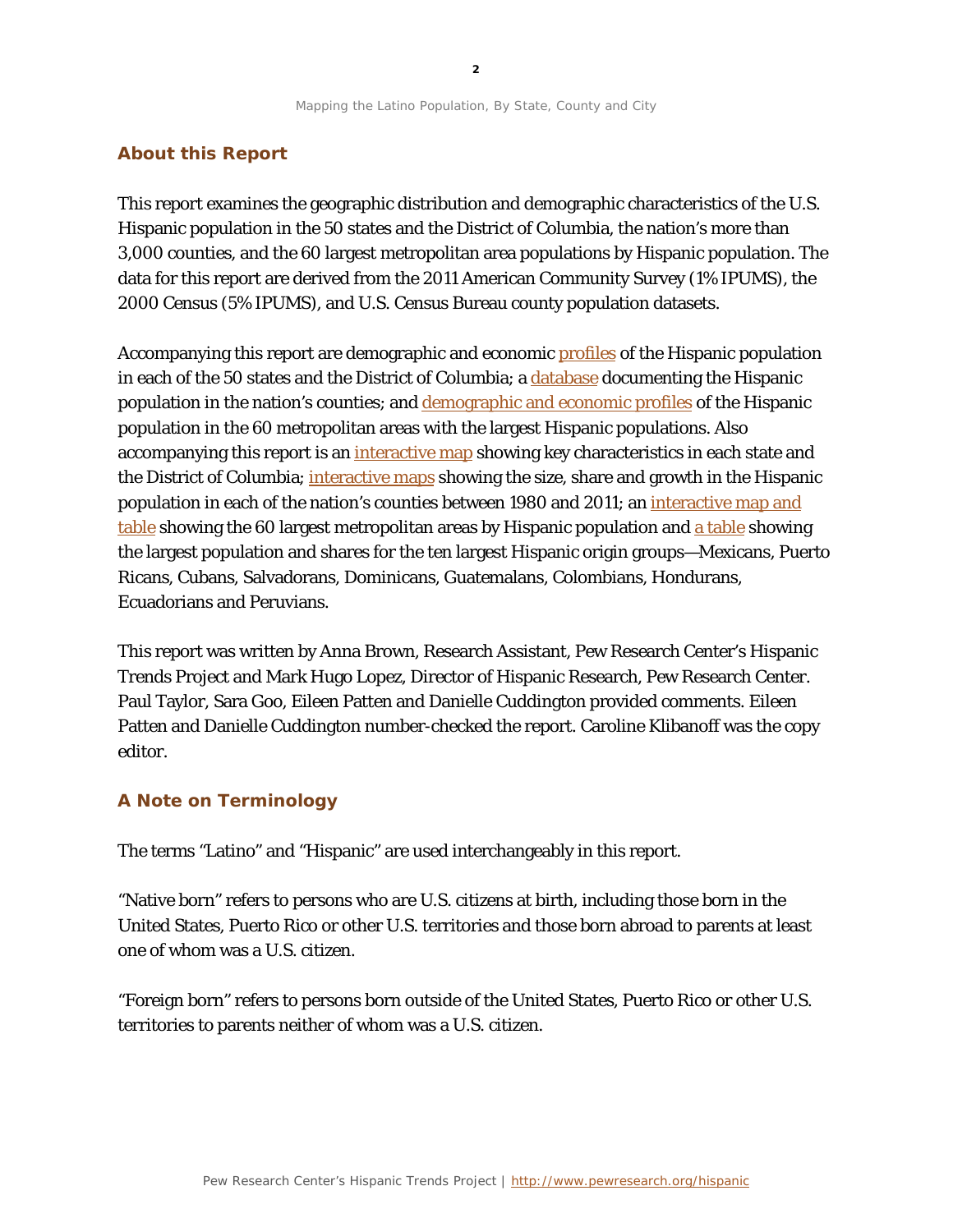## About this Report

This report examines the geographic distribution and demographic characteristics of the U.S. Hispanic population in the 50 states and the District of Columbia, the nation's more than 3,000 counties, and the 60 largest metropolitan area populations by Hispanic population. The data for this report are derived from the 2011 American Community Survey (1% IPUMS), the 2000 Census (5% IPUMS), and U.S. Census Bureau county population datasets.

Accompanying this report are demographic and economic profiles of the Hispanic population in each of the 50 states and the District of Columbia; a database documenting the Hispanic population in the nation's counties; and demographic and economic profiles of the Hispanic population in the 60 metropolitan areas with the largest Hispanic populations. Also accompanying this report is an interactive map showing key characteristics in each state and the District of Columbia; interactive maps showing the size, share and growth in the Hispanic population in each of the nation's counties between 1980 and 2011; an interactive map and table showing the 60 largest metropolitan areas by Hispanic population and a table showing the largest population and shares for the ten largest Hispanic origin groups—Mexicans, Puerto Ricans, Cubans, Salvadorans, Dominicans, Guatemalans, Colombians, Hondurans, Ecuadorians and Peruvians.

This report was written by Anna Brown, Research Assistant, Pew Research Center's Hispanic Trends Project and Mark Hugo Lopez, Director of Hispanic Research, Pew Research Center. Paul Taylor, Sara Goo, Eileen Patten and Danielle Cuddington provided comments. Eileen Patten and Danielle Cuddington number-checked the report. Caroline Klibanoff was the copy editor.

## A Note on Terminology

The terms "Latino" and "Hispanic" are used interchangeably in this report.

"Native born" refers to persons who are U.S. citizens at birth, including those born in the United States, Puerto Rico or other U.S. territories and those born abroad to parents at least one of whom was a U.S. citizen.

"Foreign born" refers to persons born outside of the United States, Puerto Rico or other U.S. territories to parents neither of whom was a U.S. citizen.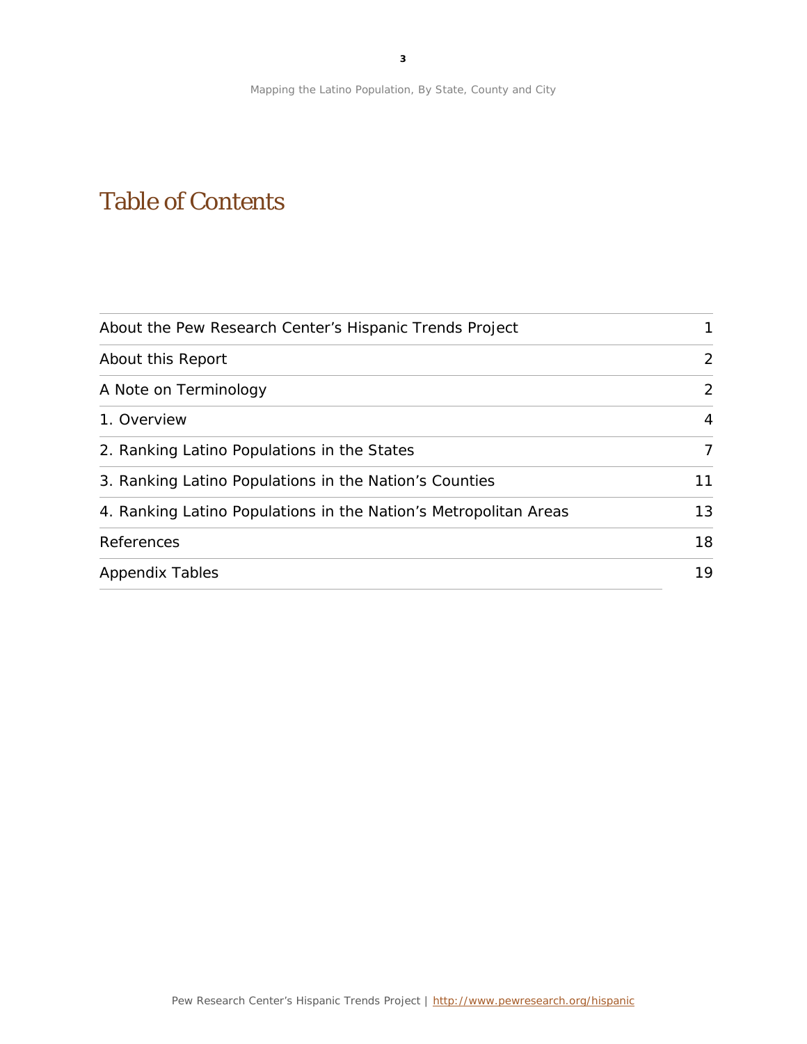# Table of Contents

| | |
|---|---|
| About the Pew Research Center's Hispanic Trends Project | 1 |
| About this Report | 2 |
| A Note on Terminology | 2 |
| 1. Overview | 4 |
| 2. Ranking Latino Populations in the States | 7 |
| 3. Ranking Latino Populations in the Nation's Counties | 11 |
| 4. Ranking Latino Populations in the Nation's Metropolitan Areas | 13 |
| References | 18 |
| Appendix Tables | 19 |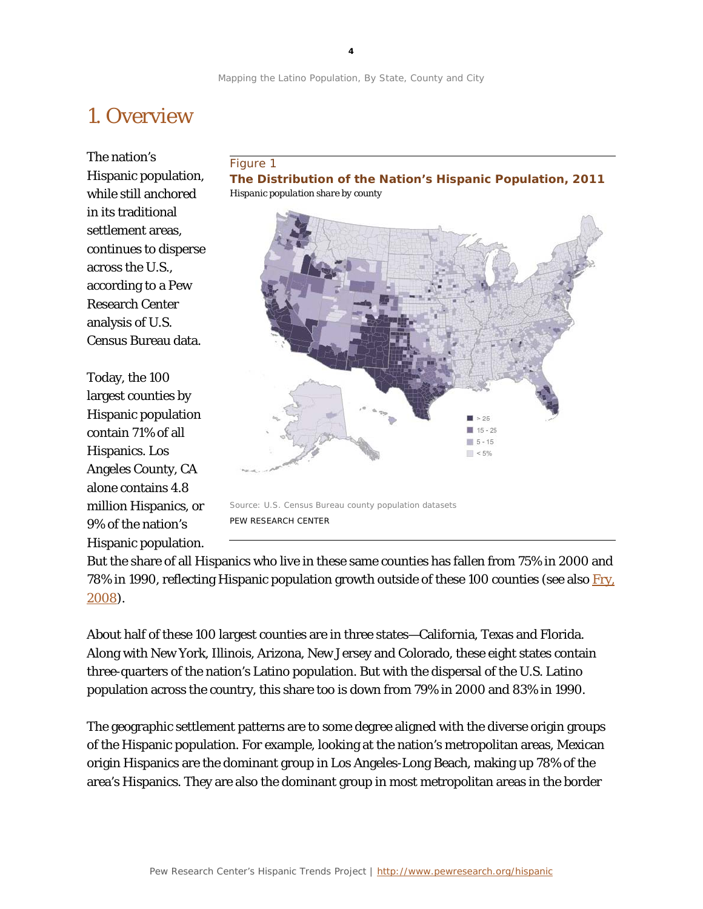# 1. Overview

The nation's Hispanic population, while still anchored in its traditional settlement areas, continues to disperse across the U.S., according to a Pew Research Center analysis of U.S. Census Bureau data.

Figure 1

**The Distribution of the Nation's Hispanic Population, 2011**

*Hispanic population share by county*

■ > 25
■ 15 - 25
■ 5 - 15
■ < 5%

Source: U.S. Census Bureau county population datasets

PEW RESEARCH CENTER

Today, the 100 largest counties by Hispanic population contain 71% of all Hispanics. Los Angeles County, CA alone contains 4.8 million Hispanics, or 9% of the nation's Hispanic population. But the share of all Hispanics who live in these same counties has fallen from 75% in 2000 and 78% in 1990, reflecting Hispanic population growth outside of these 100 counties (see also Fry, 2008).

About half of these 100 largest counties are in three states—California, Texas and Florida. Along with New York, Illinois, Arizona, New Jersey and Colorado, these eight states contain three-quarters of the nation's Latino population. But with the dispersal of the U.S. Latino population across the country, this share too is down from 79% in 2000 and 83% in 1990.

The geographic settlement patterns are to some degree aligned with the diverse origin groups of the Hispanic population. For example, looking at the nation's metropolitan areas, Mexican origin Hispanics are the dominant group in Los Angeles-Long Beach, making up 78% of the area's Hispanics. They are also the dominant group in most metropolitan areas in the border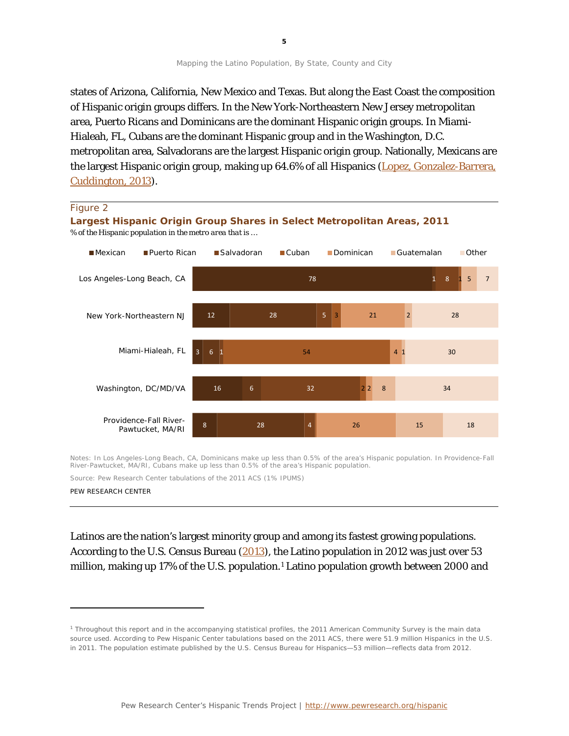states of Arizona, California, New Mexico and Texas. But along the East Coast the composition of Hispanic origin groups differs. In the New York-Northeastern New Jersey metropolitan area, Puerto Ricans and Dominicans are the dominant Hispanic origin groups. In Miami-Hialeah, FL, Cubans are the dominant Hispanic group and in the Washington, D.C. metropolitan area, Salvadorans are the largest Hispanic origin group. Nationally, Mexicans are the largest Hispanic origin group, making up 64.6% of all Hispanics (Lopez, Gonzalez-Barrera, Cuddington, 2013).

Figure 2

**Largest Hispanic Origin Group Shares in Select Metropolitan Areas, 2011**

*% of the Hispanic population in the metro area that is …*

| | Mexican | Puerto Rican | Salvadoran | Cuban | Dominican | Guatemalan | Other |
|---|---|---|---|---|---|---|---|
| Los Angeles-Long Beach, CA | 78 | 1 | 8 | 1 | | 5 | 7 |
| New York-Northeastern NJ | 12 | 28 | 5 | 3 | 21 | 2 | 28 |
| Miami-Hialeah, FL | 3 | 6 | 1 | 54 | 4 | 1 | 30 |
| Washington, DC/MD/VA | 16 | 6 | 32 | 2 | 2 | 8 | 34 |
| Providence-Fall River-Pawtucket, MA/RI | 8 | 28 | 4 | | 26 | 15 | 18 |

Notes: In Los Angeles-Long Beach, CA, Dominicans make up less than 0.5% of the area's Hispanic population. In Providence-Fall River-Pawtucket, MA/RI, Cubans make up less than 0.5% of the area's Hispanic population.

Source: Pew Research Center tabulations of the 2011 ACS (1% IPUMS)

PEW RESEARCH CENTER

Latinos are the nation's largest minority group and among its fastest growing populations. According to the U.S. Census Bureau (2013), the Latino population in 2012 was just over 53 million, making up 17% of the U.S. population.[1] Latino population growth between 2000 and

[1] Throughout this report and in the accompanying statistical profiles, the 2011 American Community Survey is the main data source used. According to Pew Hispanic Center tabulations based on the 2011 ACS, there were 51.9 million Hispanics in the U.S. in 2011. The population estimate published by the U.S. Census Bureau for Hispanics—53 million—reflects data from 2012.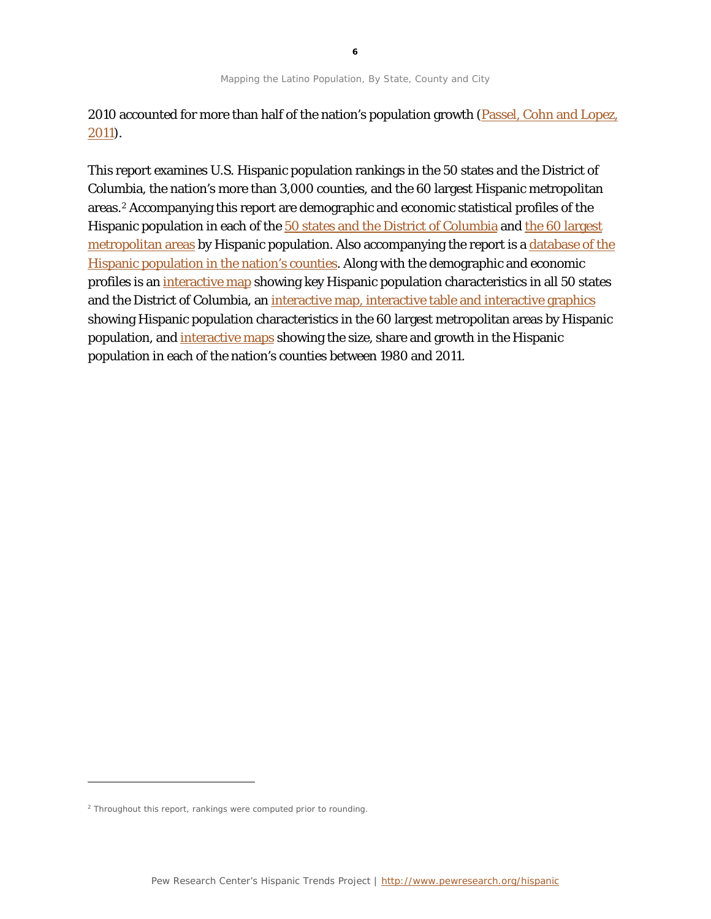2010 accounted for more than half of the nation's population growth (Passel, Cohn and Lopez, 2011).

This report examines U.S. Hispanic population rankings in the 50 states and the District of Columbia, the nation's more than 3,000 counties, and the 60 largest Hispanic metropolitan areas.[2] Accompanying this report are demographic and economic statistical profiles of the Hispanic population in each of the 50 states and the District of Columbia and the 60 largest metropolitan areas by Hispanic population. Also accompanying the report is a database of the Hispanic population in the nation's counties. Along with the demographic and economic profiles is an interactive map showing key Hispanic population characteristics in all 50 states and the District of Columbia, an interactive map, interactive table and interactive graphics showing Hispanic population characteristics in the 60 largest metropolitan areas by Hispanic population, and interactive maps showing the size, share and growth in the Hispanic population in each of the nation's counties between 1980 and 2011.

[2] Throughout this report, rankings were computed prior to rounding.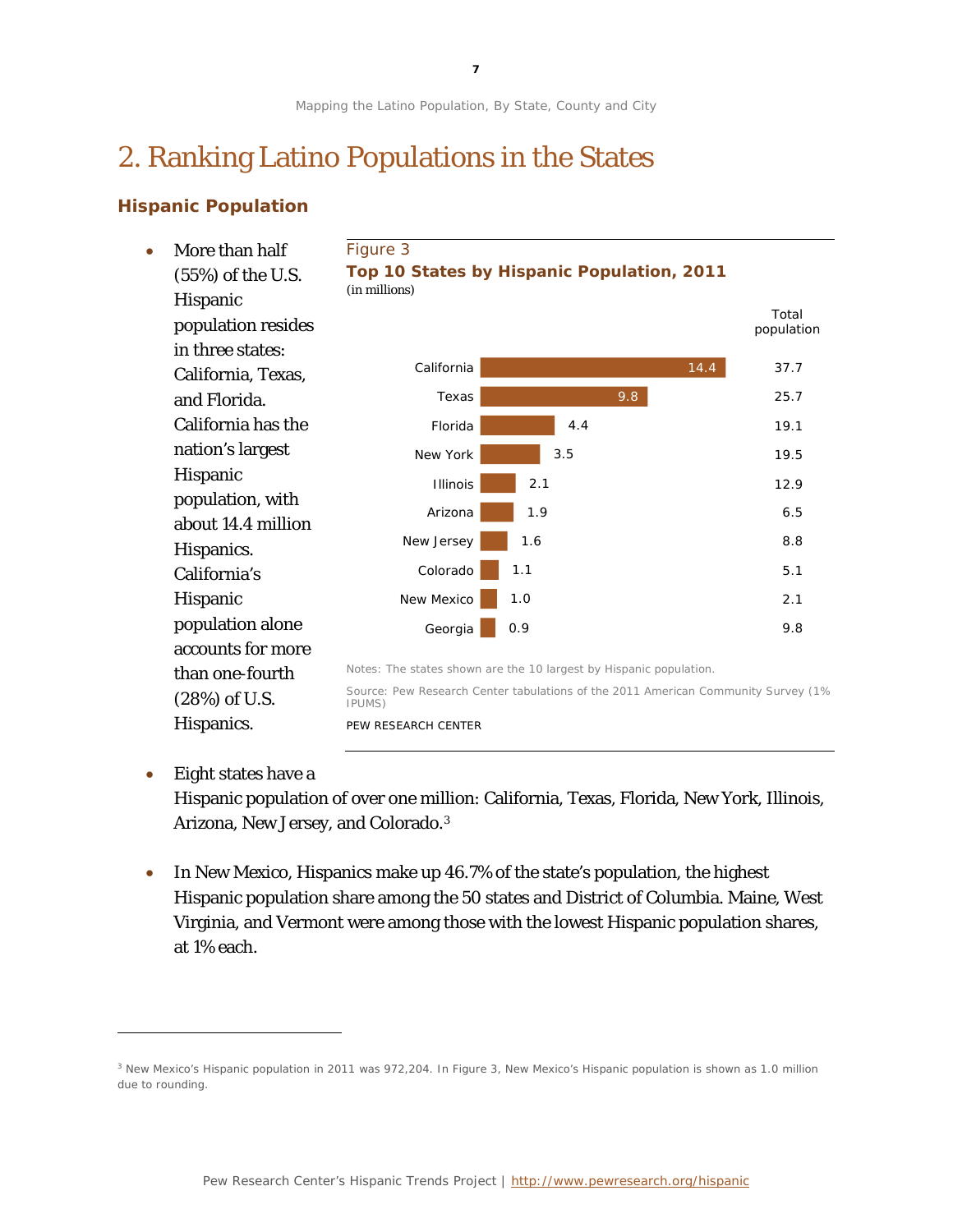# 2. Ranking Latino Populations in the States

### Hispanic Population

- More than half (55%) of the U.S. Hispanic population resides in three states: California, Texas, and Florida. California has the nation's largest Hispanic population, with about 14.4 million Hispanics. California's Hispanic population alone accounts for more than one-fourth (28%) of U.S. Hispanics.

Figure 3

**Top 10 States by Hispanic Population, 2011**

(in millions)

| State | Hispanic population | Total population |
|---|---|---|
| California | 14.4 | 37.7 |
| Texas | 9.8 | 25.7 |
| Florida | 4.4 | 19.1 |
| New York | 3.5 | 19.5 |
| Illinois | 2.1 | 12.9 |
| Arizona | 1.9 | 6.5 |
| New Jersey | 1.6 | 8.8 |
| Colorado | 1.1 | 5.1 |
| New Mexico | 1.0 | 2.1 |
| Georgia | 0.9 | 9.8 |

Notes: The states shown are the 10 largest by Hispanic population.

Source: Pew Research Center tabulations of the 2011 American Community Survey (1% IPUMS)

PEW RESEARCH CENTER

- Eight states have a Hispanic population of over one million: California, Texas, Florida, New York, Illinois, Arizona, New Jersey, and Colorado.[3]

- In New Mexico, Hispanics make up 46.7% of the state's population, the highest Hispanic population share among the 50 states and District of Columbia. Maine, West Virginia, and Vermont were among those with the lowest Hispanic population shares, at 1% each.

[3] New Mexico's Hispanic population in 2011 was 972,204. In Figure 3, New Mexico's Hispanic population is shown as 1.0 million due to rounding.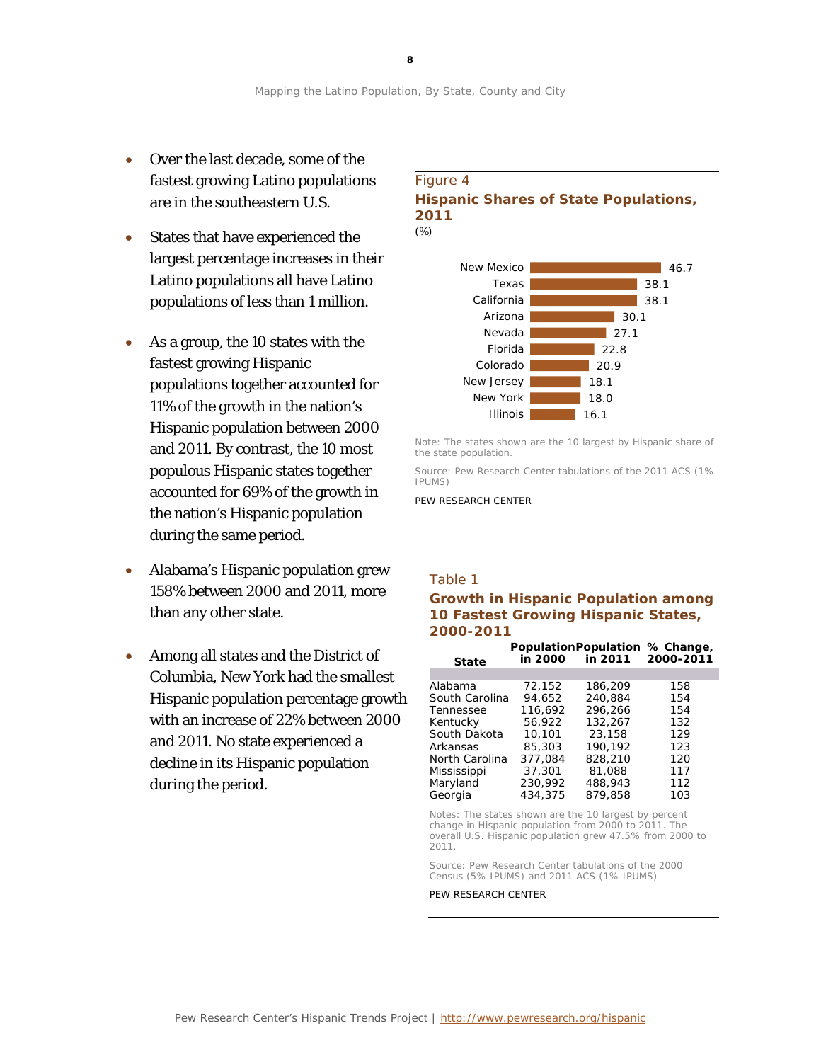- Over the last decade, some of the fastest growing Latino populations are in the southeastern U.S.
- States that have experienced the largest percentage increases in their Latino populations all have Latino populations of less than 1 million.
- As a group, the 10 states with the fastest growing Hispanic populations together accounted for 11% of the growth in the nation's Hispanic population between 2000 and 2011. By contrast, the 10 most populous Hispanic states together accounted for 69% of the growth in the nation's Hispanic population during the same period.
- Alabama's Hispanic population grew 158% between 2000 and 2011, more than any other state.
- Among all states and the District of Columbia, New York had the smallest Hispanic population percentage growth with an increase of 22% between 2000 and 2011. No state experienced a decline in its Hispanic population during the period.

Figure 4

**Hispanic Shares of State Populations, 2011**

(%)

| State | % |
|---|---|
| New Mexico | 46.7 |
| Texas | 38.1 |
| California | 38.1 |
| Arizona | 30.1 |
| Nevada | 27.1 |
| Florida | 22.8 |
| Colorado | 20.9 |
| New Jersey | 18.1 |
| New York | 18.0 |
| Illinois | 16.1 |

Note: The states shown are the 10 largest by Hispanic share of the state population.

Source: Pew Research Center tabulations of the 2011 ACS (1% IPUMS)

PEW RESEARCH CENTER

Table 1

**Growth in Hispanic Population among 10 Fastest Growing Hispanic States, 2000-2011**

| State | Population in 2000 | Population in 2011 | % Change, 2000-2011 |
|---|---|---|---|
| Alabama | 72,152 | 186,209 | 158 |
| South Carolina | 94,652 | 240,884 | 154 |
| Tennessee | 116,692 | 296,266 | 154 |
| Kentucky | 56,922 | 132,267 | 132 |
| South Dakota | 10,101 | 23,158 | 129 |
| Arkansas | 85,303 | 190,192 | 123 |
| North Carolina | 377,084 | 828,210 | 120 |
| Mississippi | 37,301 | 81,088 | 117 |
| Maryland | 230,992 | 488,943 | 112 |
| Georgia | 434,375 | 879,858 | 103 |

Notes: The states shown are the 10 largest by percent change in Hispanic population from 2000 to 2011. The overall U.S. Hispanic population grew 47.5% from 2000 to 2011.

Source: Pew Research Center tabulations of the 2000 Census (5% IPUMS) and 2011 ACS (1% IPUMS)

PEW RESEARCH CENTER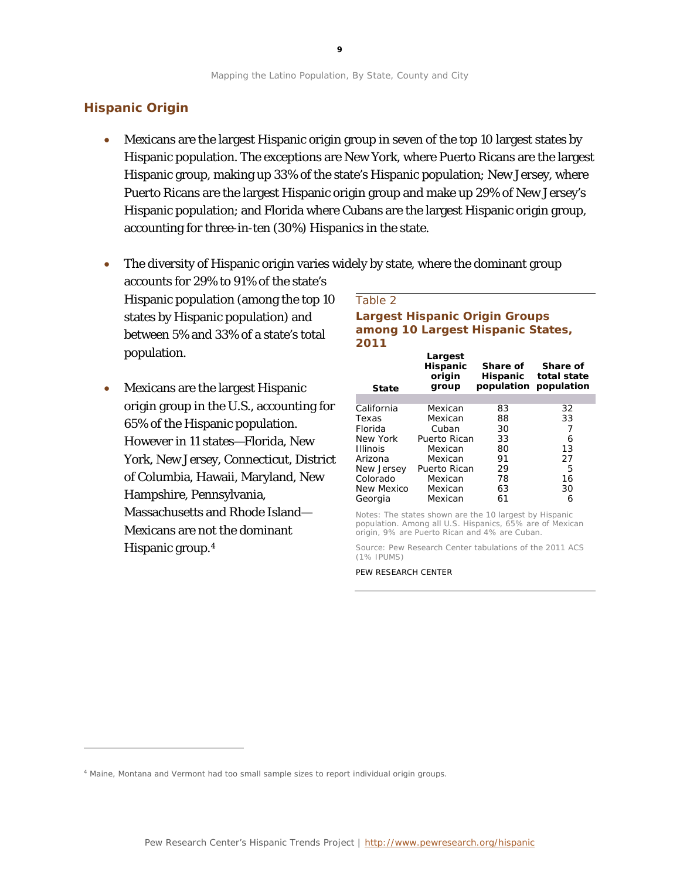## Hispanic Origin

- Mexicans are the largest Hispanic origin group in seven of the top 10 largest states by Hispanic population. The exceptions are New York, where Puerto Ricans are the largest Hispanic group, making up 33% of the state's Hispanic population; New Jersey, where Puerto Ricans are the largest Hispanic origin group and make up 29% of New Jersey's Hispanic population; and Florida where Cubans are the largest Hispanic origin group, accounting for three-in-ten (30%) Hispanics in the state.

- The diversity of Hispanic origin varies widely by state, where the dominant group accounts for 29% to 91% of the state's Hispanic population (among the top 10 states by Hispanic population) and between 5% and 33% of a state's total population.

- Mexicans are the largest Hispanic origin group in the U.S., accounting for 65% of the Hispanic population. However in 11 states—Florida, New York, New Jersey, Connecticut, District of Columbia, Hawaii, Maryland, New Hampshire, Pennsylvania, Massachusetts and Rhode Island—Mexicans are not the dominant Hispanic group.[4]

Table 2

**Largest Hispanic Origin Groups among 10 Largest Hispanic States, 2011**

| State | Largest Hispanic origin group | Share of Hispanic population | Share of total state population |
|---|---|---|---|
| California | Mexican | 83 | 32 |
| Texas | Mexican | 88 | 33 |
| Florida | Cuban | 30 | 7 |
| New York | Puerto Rican | 33 | 6 |
| Illinois | Mexican | 80 | 13 |
| Arizona | Mexican | 91 | 27 |
| New Jersey | Puerto Rican | 29 | 5 |
| Colorado | Mexican | 78 | 16 |
| New Mexico | Mexican | 63 | 30 |
| Georgia | Mexican | 61 | 6 |

Notes: The states shown are the 10 largest by Hispanic population. Among all U.S. Hispanics, 65% are of Mexican origin, 9% are Puerto Rican and 4% are Cuban.

Source: Pew Research Center tabulations of the 2011 ACS (1% IPUMS)

PEW RESEARCH CENTER

[4] Maine, Montana and Vermont had too small sample sizes to report individual origin groups.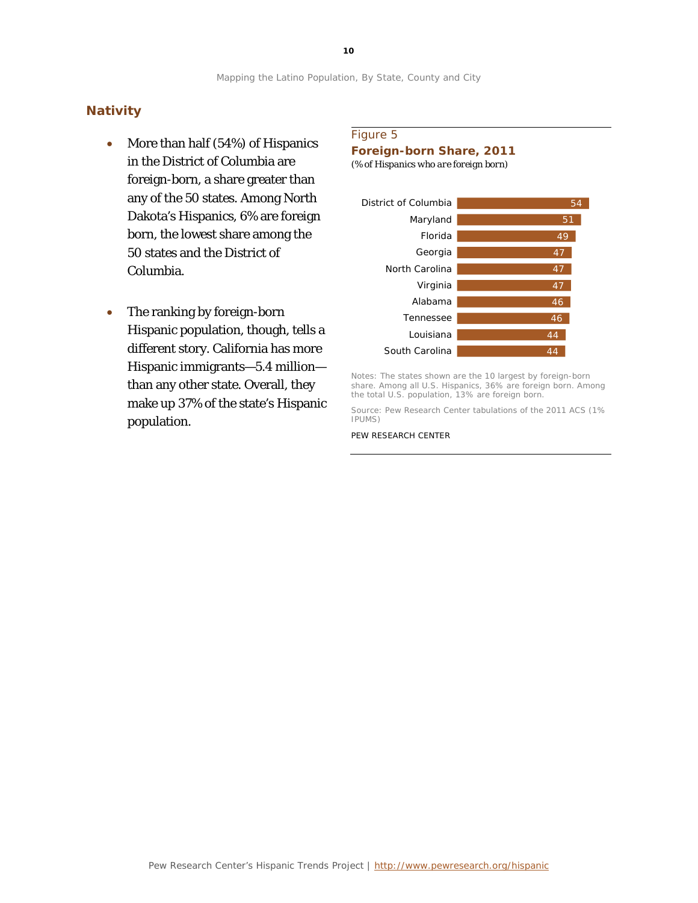## Nativity

- More than half (54%) of Hispanics in the District of Columbia are foreign-born, a share greater than any of the 50 states. Among North Dakota's Hispanics, 6% are foreign born, the lowest share among the 50 states and the District of Columbia.

- The ranking by foreign-born Hispanic population, though, tells a different story. California has more Hispanic immigrants—5.4 million—than any other state. Overall, they make up 37% of the state's Hispanic population.

Figure 5

**Foreign-born Share, 2011**

*(% of Hispanics who are foreign born)*

| State | % |
|---|---|
| District of Columbia | 54 |
| Maryland | 51 |
| Florida | 49 |
| Georgia | 47 |
| North Carolina | 47 |
| Virginia | 47 |
| Alabama | 46 |
| Tennessee | 46 |
| Louisiana | 44 |
| South Carolina | 44 |

Notes: The states shown are the 10 largest by foreign-born share. Among all U.S. Hispanics, 36% are foreign born. Among the total U.S. population, 13% are foreign born.

Source: Pew Research Center tabulations of the 2011 ACS (1% IPUMS)

PEW RESEARCH CENTER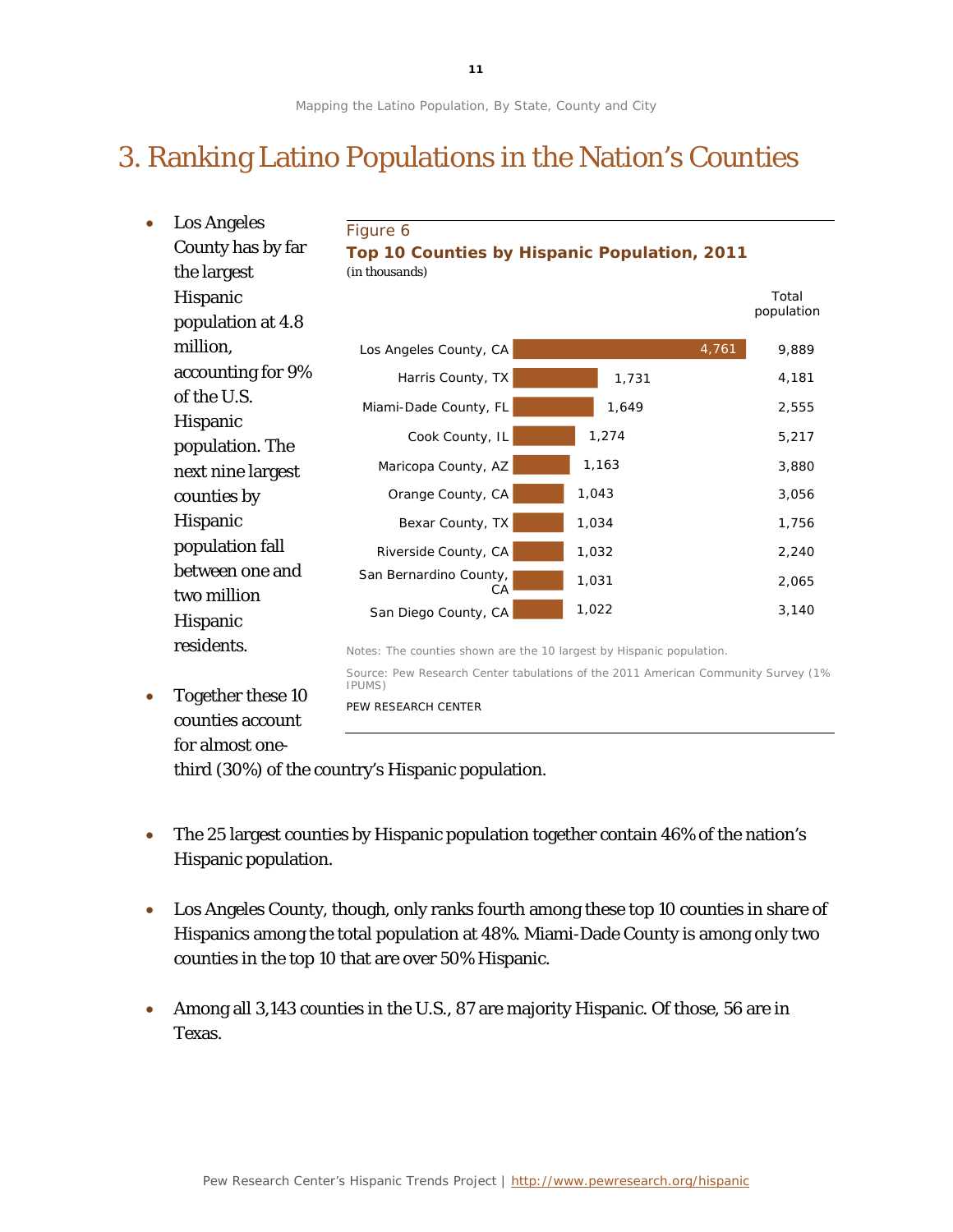# 3. Ranking Latino Populations in the Nation's Counties

- Los Angeles County has by far the largest Hispanic population at 4.8 million, accounting for 9% of the U.S. Hispanic population. The next nine largest counties by Hispanic population fall between one and two million Hispanic residents.
- Together these 10 counties account for almost one-third (30%) of the country's Hispanic population.

Figure 6

**Top 10 Counties by Hispanic Population, 2011**

(in thousands)

| County | Hispanic population | Total population |
|---|---|---|
| Los Angeles County, CA | 4,761 | 9,889 |
| Harris County, TX | 1,731 | 4,181 |
| Miami-Dade County, FL | 1,649 | 2,555 |
| Cook County, IL | 1,274 | 5,217 |
| Maricopa County, AZ | 1,163 | 3,880 |
| Orange County, CA | 1,043 | 3,056 |
| Bexar County, TX | 1,034 | 1,756 |
| Riverside County, CA | 1,032 | 2,240 |
| San Bernardino County, CA | 1,031 | 2,065 |
| San Diego County, CA | 1,022 | 3,140 |

Notes: The counties shown are the 10 largest by Hispanic population.

Source: Pew Research Center tabulations of the 2011 American Community Survey (1% IPUMS)

PEW RESEARCH CENTER

- The 25 largest counties by Hispanic population together contain 46% of the nation's Hispanic population.
- Los Angeles County, though, only ranks fourth among these top 10 counties in share of Hispanics among the total population at 48%. Miami-Dade County is among only two counties in the top 10 that are over 50% Hispanic.
- Among all 3,143 counties in the U.S., 87 are majority Hispanic. Of those, 56 are in Texas.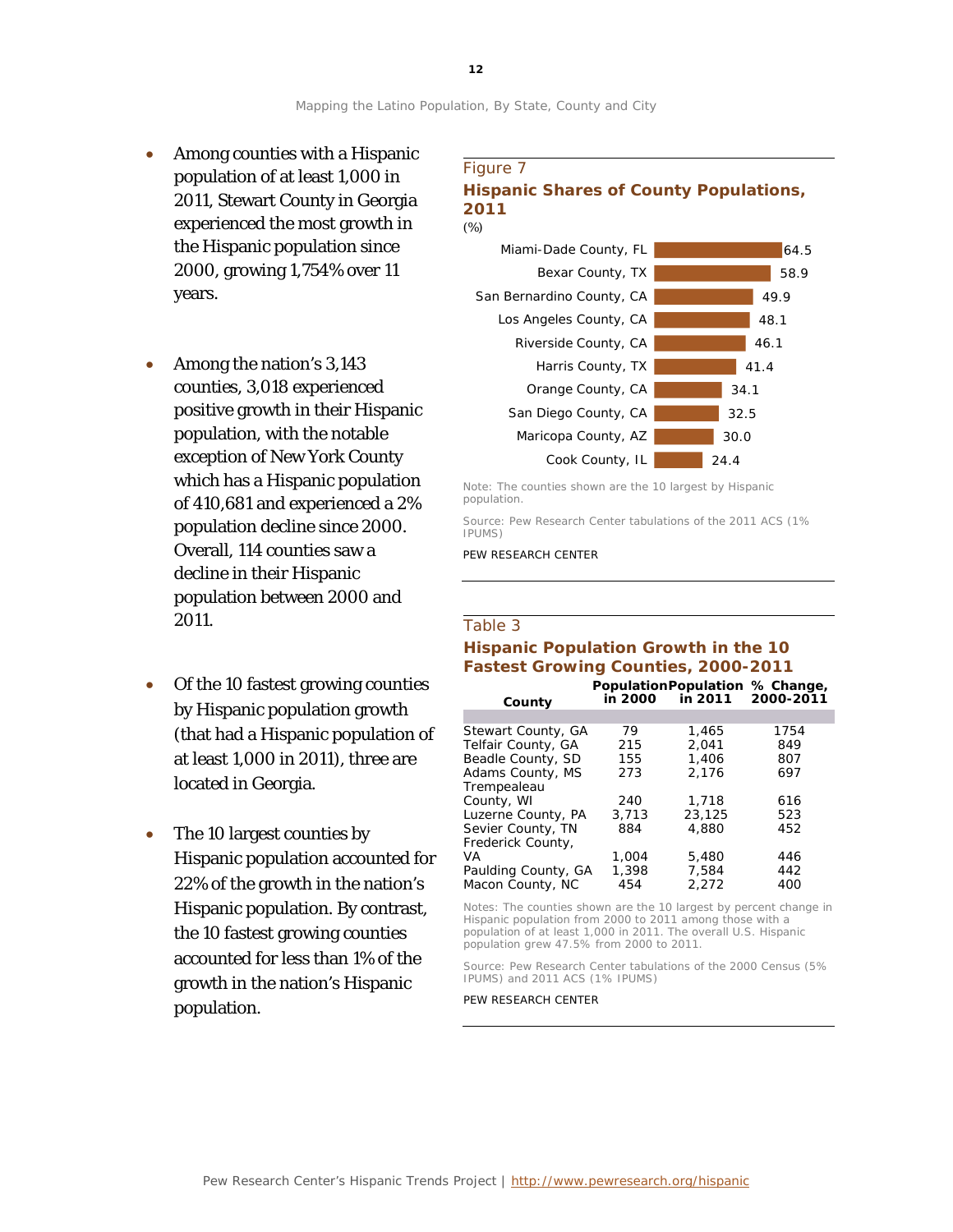- Among counties with a Hispanic population of at least 1,000 in 2011, Stewart County in Georgia experienced the most growth in the Hispanic population since 2000, growing 1,754% over 11 years.

- Among the nation's 3,143 counties, 3,018 experienced positive growth in their Hispanic population, with the notable exception of New York County which has a Hispanic population of 410,681 and experienced a 2% population decline since 2000. Overall, 114 counties saw a decline in their Hispanic population between 2000 and 2011.

- Of the 10 fastest growing counties by Hispanic population growth (that had a Hispanic population of at least 1,000 in 2011), three are located in Georgia.

- The 10 largest counties by Hispanic population accounted for 22% of the growth in the nation's Hispanic population. By contrast, the 10 fastest growing counties accounted for less than 1% of the growth in the nation's Hispanic population.

Figure 7

**Hispanic Shares of County Populations, 2011**

(%)

| County | % |
|---|---|
| Miami-Dade County, FL | 64.5 |
| Bexar County, TX | 58.9 |
| San Bernardino County, CA | 49.9 |
| Los Angeles County, CA | 48.1 |
| Riverside County, CA | 46.1 |
| Harris County, TX | 41.4 |
| Orange County, CA | 34.1 |
| San Diego County, CA | 32.5 |
| Maricopa County, AZ | 30.0 |
| Cook County, IL | 24.4 |

Note: The counties shown are the 10 largest by Hispanic population.

Source: Pew Research Center tabulations of the 2011 ACS (1% IPUMS)

PEW RESEARCH CENTER

Table 3

**Hispanic Population Growth in the 10 Fastest Growing Counties, 2000-2011**

| County | Population in 2000 | Population in 2011 | % Change, 2000-2011 |
|---|---|---|---|
| Stewart County, GA | 79 | 1,465 | 1754 |
| Telfair County, GA | 215 | 2,041 | 849 |
| Beadle County, SD | 155 | 1,406 | 807 |
| Adams County, MS | 273 | 2,176 | 697 |
| Trempealeau County, WI | 240 | 1,718 | 616 |
| Luzerne County, PA | 3,713 | 23,125 | 523 |
| Sevier County, TN | 884 | 4,880 | 452 |
| Frederick County, VA | 1,004 | 5,480 | 446 |
| Paulding County, GA | 1,398 | 7,584 | 442 |
| Macon County, NC | 454 | 2,272 | 400 |

Notes: The counties shown are the 10 largest by percent change in Hispanic population from 2000 to 2011 among those with a population of at least 1,000 in 2011. The overall U.S. Hispanic population grew 47.5% from 2000 to 2011.

Source: Pew Research Center tabulations of the 2000 Census (5% IPUMS) and 2011 ACS (1% IPUMS)

PEW RESEARCH CENTER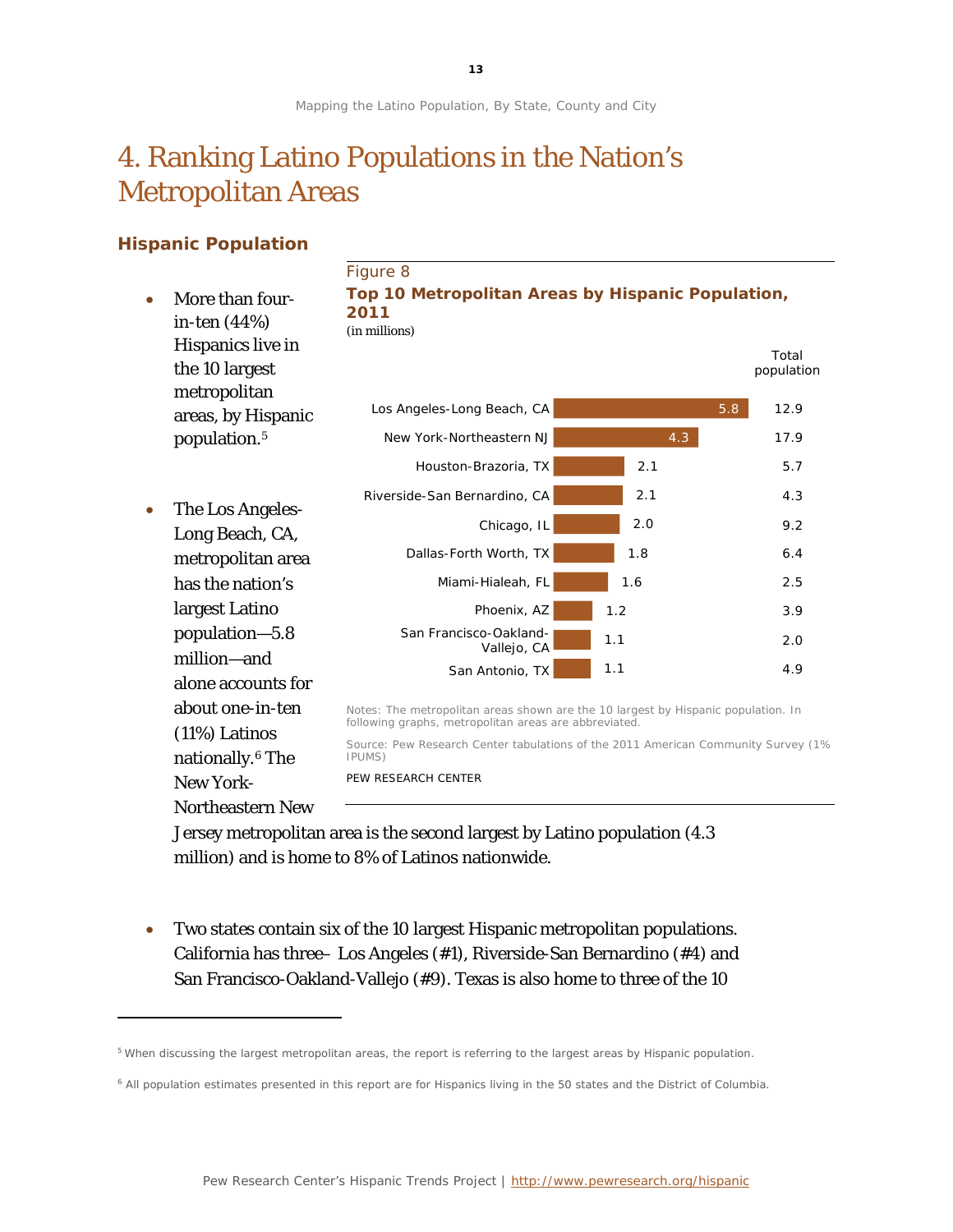# 4. Ranking Latino Populations in the Nation's Metropolitan Areas

## Hispanic Population

- More than four-in-ten (44%) Hispanics live in the 10 largest metropolitan areas, by Hispanic population.[5]

- The Los Angeles-Long Beach, CA, metropolitan area has the nation's largest Latino population—5.8 million—and alone accounts for about one-in-ten (11%) Latinos nationally.[6] The New York-Northeastern New Jersey metropolitan area is the second largest by Latino population (4.3 million) and is home to 8% of Latinos nationwide.

Figure 8

**Top 10 Metropolitan Areas by Hispanic Population, 2011**

(in millions)

| Metropolitan area | Hispanic population | Total population |
|---|---|---|
| Los Angeles-Long Beach, CA | 5.8 | 12.9 |
| New York-Northeastern NJ | 4.3 | 17.9 |
| Houston-Brazoria, TX | 2.1 | 5.7 |
| Riverside-San Bernardino, CA | 2.1 | 4.3 |
| Chicago, IL | 2.0 | 9.2 |
| Dallas-Forth Worth, TX | 1.8 | 6.4 |
| Miami-Hialeah, FL | 1.6 | 2.5 |
| Phoenix, AZ | 1.2 | 3.9 |
| San Francisco-Oakland-Vallejo, CA | 1.1 | 2.0 |
| San Antonio, TX | 1.1 | 4.9 |

Notes: The metropolitan areas shown are the 10 largest by Hispanic population. In following graphs, metropolitan areas are abbreviated.

Source: Pew Research Center tabulations of the 2011 American Community Survey (1% IPUMS)

PEW RESEARCH CENTER

- Two states contain six of the 10 largest Hispanic metropolitan populations. California has three– Los Angeles (#1), Riverside-San Bernardino (#4) and San Francisco-Oakland-Vallejo (#9). Texas is also home to three of the 10

---

[5] When discussing the largest metropolitan areas, the report is referring to the largest areas by Hispanic population.

[6] All population estimates presented in this report are for Hispanics living in the 50 states and the District of Columbia.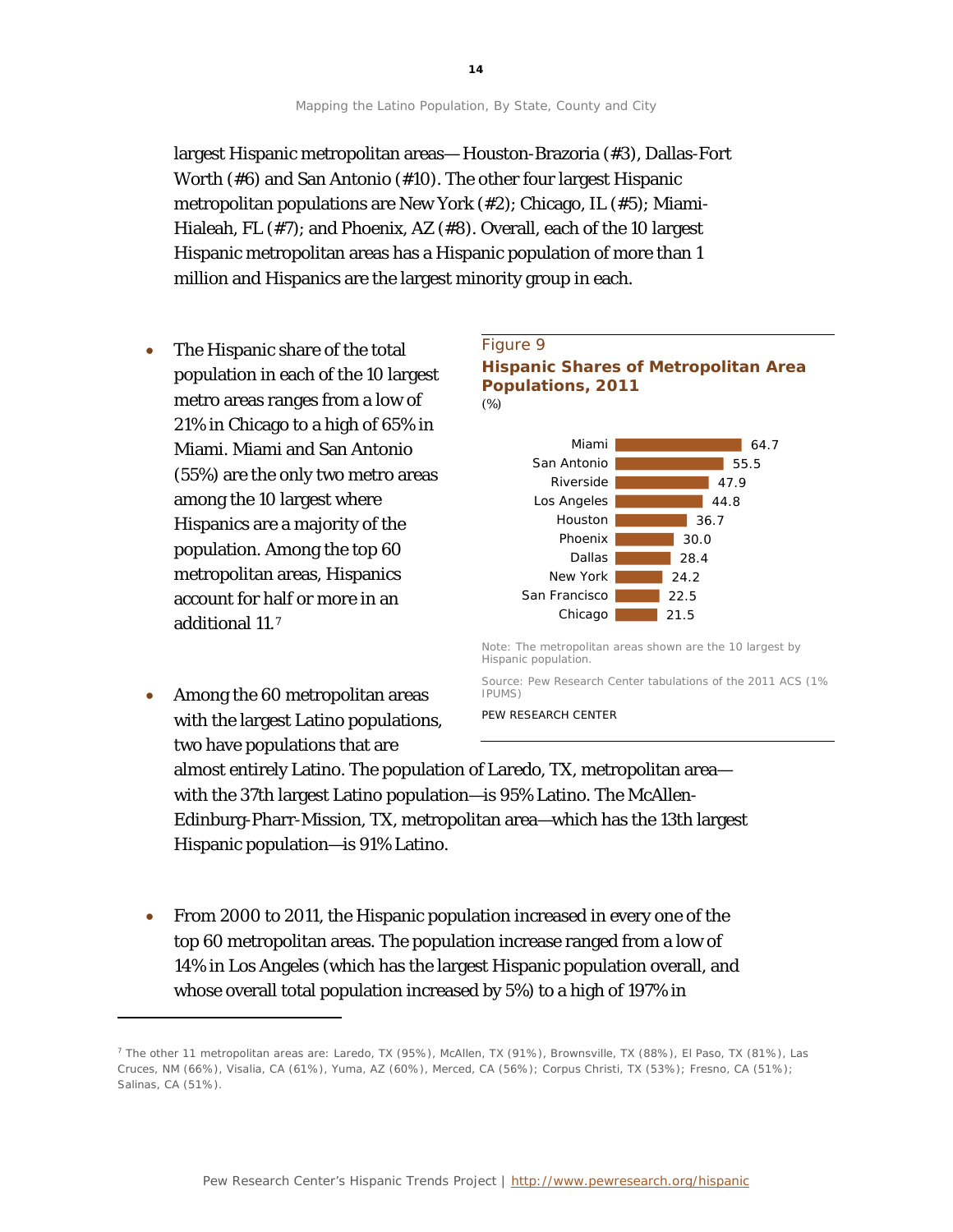largest Hispanic metropolitan areas— Houston-Brazoria (#3), Dallas-Fort Worth (#6) and San Antonio (#10). The other four largest Hispanic metropolitan populations are New York (#2); Chicago, IL (#5); Miami-Hialeah, FL (#7); and Phoenix, AZ (#8). Overall, each of the 10 largest Hispanic metropolitan areas has a Hispanic population of more than 1 million and Hispanics are the largest minority group in each.

- The Hispanic share of the total population in each of the 10 largest metro areas ranges from a low of 21% in Chicago to a high of 65% in Miami. Miami and San Antonio (55%) are the only two metro areas among the 10 largest where Hispanics are a majority of the population. Among the top 60 metropolitan areas, Hispanics account for half or more in an additional 11.[7]

Figure 9

**Hispanic Shares of Metropolitan Area Populations, 2011**

(%)

| Metro area | % |
|---|---|
| Miami | 64.7 |
| San Antonio | 55.5 |
| Riverside | 47.9 |
| Los Angeles | 44.8 |
| Houston | 36.7 |
| Phoenix | 30.0 |
| Dallas | 28.4 |
| New York | 24.2 |
| San Francisco | 22.5 |
| Chicago | 21.5 |

Note: The metropolitan areas shown are the 10 largest by Hispanic population.

Source: Pew Research Center tabulations of the 2011 ACS (1% IPUMS)

PEW RESEARCH CENTER

- Among the 60 metropolitan areas with the largest Latino populations, two have populations that are almost entirely Latino. The population of Laredo, TX, metropolitan area—with the 37th largest Latino population—is 95% Latino. The McAllen-Edinburg-Pharr-Mission, TX, metropolitan area—which has the 13th largest Hispanic population—is 91% Latino.

- From 2000 to 2011, the Hispanic population increased in every one of the top 60 metropolitan areas. The population increase ranged from a low of 14% in Los Angeles (which has the largest Hispanic population overall, and whose overall total population increased by 5%) to a high of 197% in

[7] The other 11 metropolitan areas are: Laredo, TX (95%), McAllen, TX (91%), Brownsville, TX (88%), El Paso, TX (81%), Las Cruces, NM (66%), Visalia, CA (61%), Yuma, AZ (60%), Merced, CA (56%); Corpus Christi, TX (53%); Fresno, CA (51%); Salinas, CA (51%).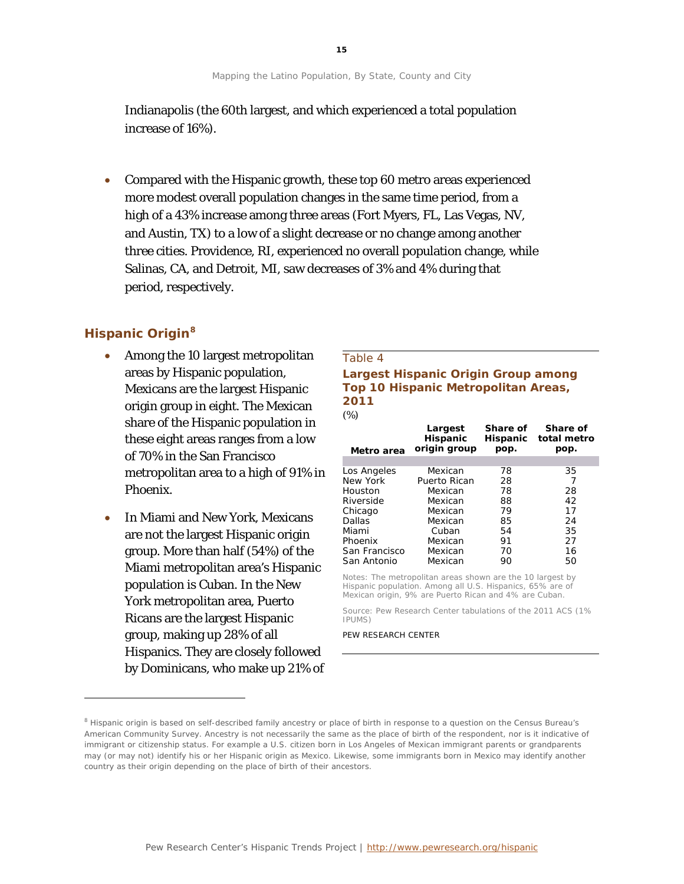Indianapolis (the 60th largest, and which experienced a total population increase of 16%).

- Compared with the Hispanic growth, these top 60 metro areas experienced more modest overall population changes in the same time period, from a high of a 43% increase among three areas (Fort Myers, FL, Las Vegas, NV, and Austin, TX) to a low of a slight decrease or no change among another three cities. Providence, RI, experienced no overall population change, while Salinas, CA, and Detroit, MI, saw decreases of 3% and 4% during that period, respectively.

## Hispanic Origin[8]

- Among the 10 largest metropolitan areas by Hispanic population, Mexicans are the largest Hispanic origin group in eight. The Mexican share of the Hispanic population in these eight areas ranges from a low of 70% in the San Francisco metropolitan area to a high of 91% in Phoenix.

- In Miami and New York, Mexicans are not the largest Hispanic origin group. More than half (54%) of the Miami metropolitan area's Hispanic population is Cuban. In the New York metropolitan area, Puerto Ricans are the largest Hispanic group, making up 28% of all Hispanics. They are closely followed by Dominicans, who make up 21% of

Table 4

**Largest Hispanic Origin Group among Top 10 Hispanic Metropolitan Areas, 2011**

(%)

| Metro area | Largest Hispanic origin group | Share of Hispanic pop. | Share of total metro pop. |
|---|---|---|---|
| Los Angeles | Mexican | 78 | 35 |
| New York | Puerto Rican | 28 | 7 |
| Houston | Mexican | 78 | 28 |
| Riverside | Mexican | 88 | 42 |
| Chicago | Mexican | 79 | 17 |
| Dallas | Mexican | 85 | 24 |
| Miami | Cuban | 54 | 35 |
| Phoenix | Mexican | 91 | 27 |
| San Francisco | Mexican | 70 | 16 |
| San Antonio | Mexican | 90 | 50 |

Notes: The metropolitan areas shown are the 10 largest by Hispanic population. Among all U.S. Hispanics, 65% are of Mexican origin, 9% are Puerto Rican and 4% are Cuban.

Source: Pew Research Center tabulations of the 2011 ACS (1% IPUMS)

PEW RESEARCH CENTER

---

[8] Hispanic origin is based on self-described family ancestry or place of birth in response to a question on the Census Bureau's American Community Survey. Ancestry is not necessarily the same as the place of birth of the respondent, nor is it indicative of immigrant or citizenship status. For example a U.S. citizen born in Los Angeles of Mexican immigrant parents or grandparents may (or may not) identify his or her Hispanic origin as Mexico. Likewise, some immigrants born in Mexico may identify another country as their origin depending on the place of birth of their ancestors.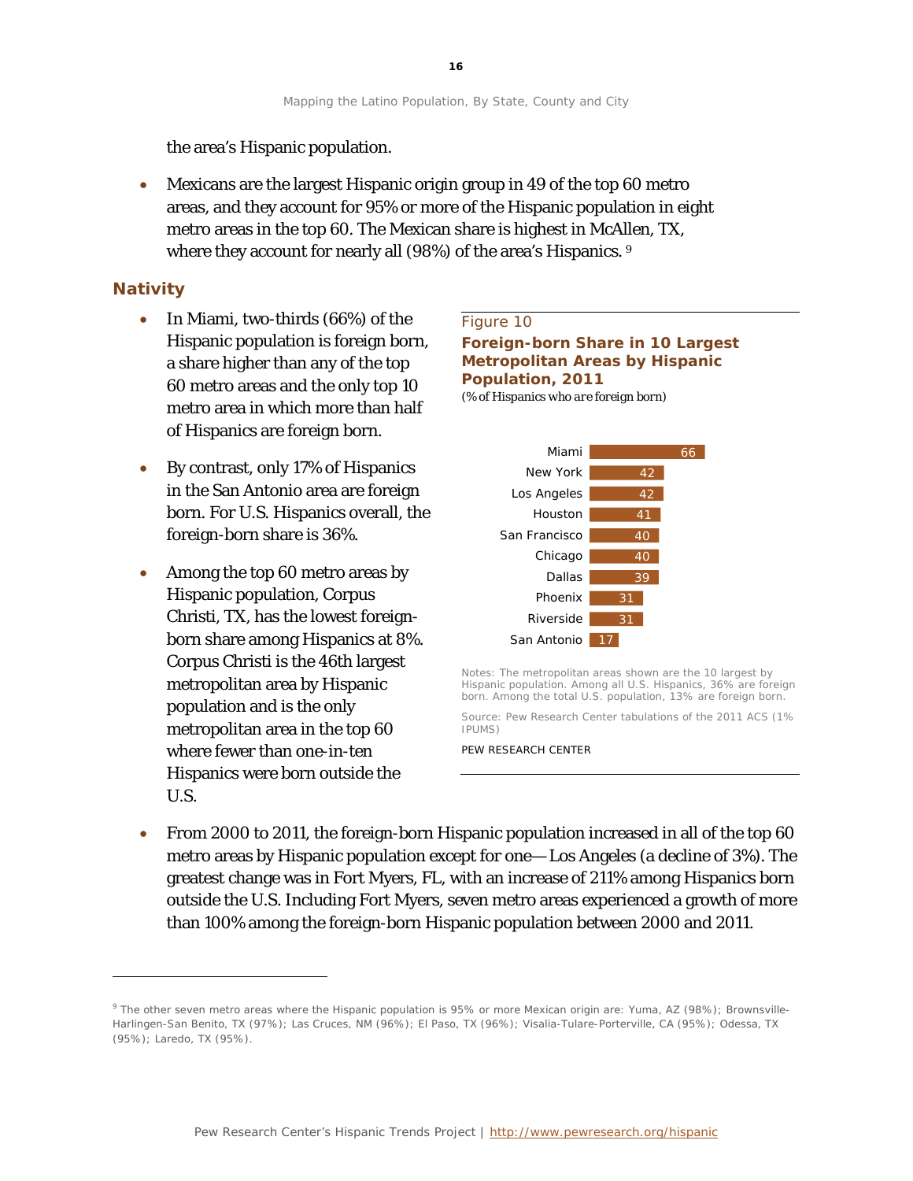the area's Hispanic population.

- Mexicans are the largest Hispanic origin group in 49 of the top 60 metro areas, and they account for 95% or more of the Hispanic population in eight metro areas in the top 60. The Mexican share is highest in McAllen, TX, where they account for nearly all (98%) of the area's Hispanics. [9]

## Nativity

- In Miami, two-thirds (66%) of the Hispanic population is foreign born, a share higher than any of the top 60 metro areas and the only top 10 metro area in which more than half of Hispanics are foreign born.
- By contrast, only 17% of Hispanics in the San Antonio area are foreign born. For U.S. Hispanics overall, the foreign-born share is 36%.
- Among the top 60 metro areas by Hispanic population, Corpus Christi, TX, has the lowest foreign-born share among Hispanics at 8%. Corpus Christi is the 46th largest metropolitan area by Hispanic population and is the only metropolitan area in the top 60 where fewer than one-in-ten Hispanics were born outside the U.S.

Figure 10

**Foreign-born Share in 10 Largest Metropolitan Areas by Hispanic Population, 2011**

*(% of Hispanics who are foreign born)*

| Metro area | % |
|---|---|
| Miami | 66 |
| New York | 42 |
| Los Angeles | 42 |
| Houston | 41 |
| San Francisco | 40 |
| Chicago | 40 |
| Dallas | 39 |
| Phoenix | 31 |
| Riverside | 31 |
| San Antonio | 17 |

Notes: The metropolitan areas shown are the 10 largest by Hispanic population. Among all U.S. Hispanics, 36% are foreign born. Among the total U.S. population, 13% are foreign born.

Source: Pew Research Center tabulations of the 2011 ACS (1% IPUMS)

PEW RESEARCH CENTER

- From 2000 to 2011, the foreign-born Hispanic population increased in all of the top 60 metro areas by Hispanic population except for one—Los Angeles (a decline of 3%). The greatest change was in Fort Myers, FL, with an increase of 211% among Hispanics born outside the U.S. Including Fort Myers, seven metro areas experienced a growth of more than 100% among the foreign-born Hispanic population between 2000 and 2011.

[9] The other seven metro areas where the Hispanic population is 95% or more Mexican origin are: Yuma, AZ (98%); Brownsville-Harlingen-San Benito, TX (97%); Las Cruces, NM (96%); El Paso, TX (96%); Visalia-Tulare-Porterville, CA (95%); Odessa, TX (95%); Laredo, TX (95%).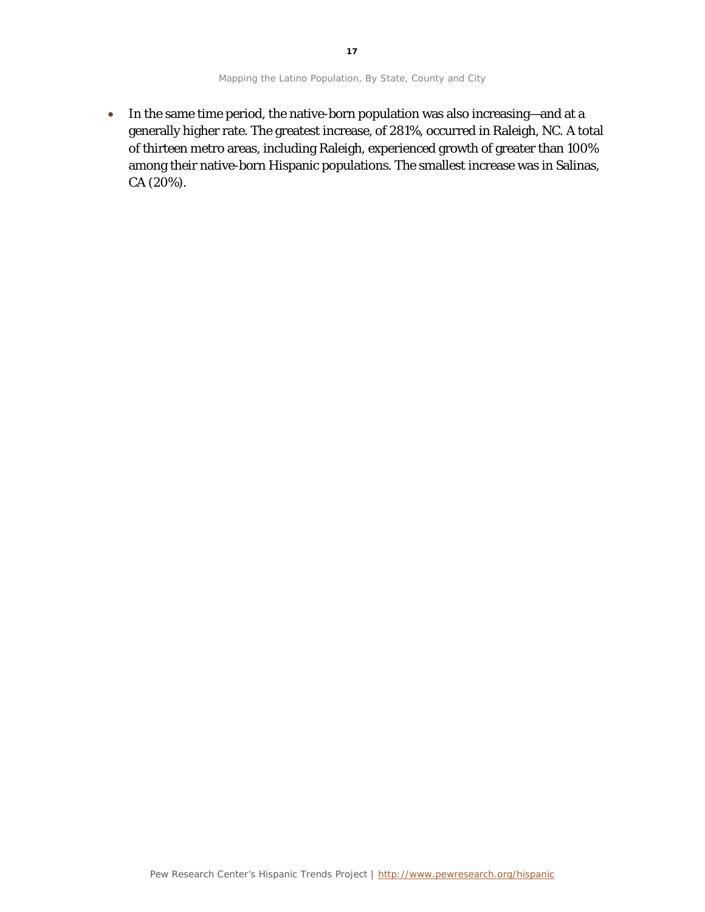- In the same time period, the native-born population was also increasing—and at a generally higher rate. The greatest increase, of 281%, occurred in Raleigh, NC. A total of thirteen metro areas, including Raleigh, experienced growth of greater than 100% among their native-born Hispanic populations. The smallest increase was in Salinas, CA (20%).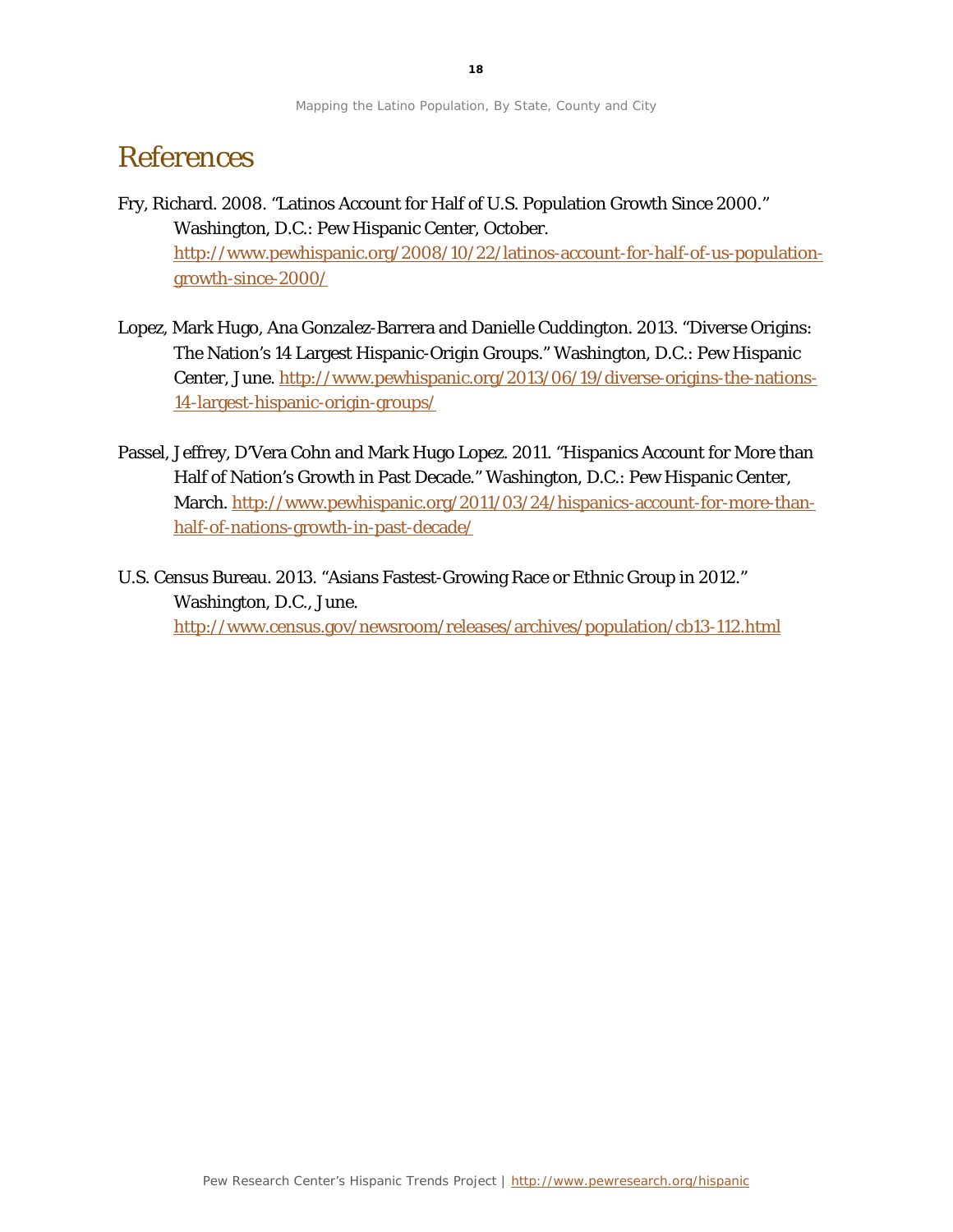# References

Fry, Richard. 2008. "Latinos Account for Half of U.S. Population Growth Since 2000." Washington, D.C.: Pew Hispanic Center, October. http://www.pewhispanic.org/2008/10/22/latinos-account-for-half-of-us-population-growth-since-2000/

Lopez, Mark Hugo, Ana Gonzalez-Barrera and Danielle Cuddington. 2013. "Diverse Origins: The Nation's 14 Largest Hispanic-Origin Groups." Washington, D.C.: Pew Hispanic Center, June. http://www.pewhispanic.org/2013/06/19/diverse-origins-the-nations-14-largest-hispanic-origin-groups/

Passel, Jeffrey, D'Vera Cohn and Mark Hugo Lopez. 2011. "Hispanics Account for More than Half of Nation's Growth in Past Decade." Washington, D.C.: Pew Hispanic Center, March. http://www.pewhispanic.org/2011/03/24/hispanics-account-for-more-than-half-of-nations-growth-in-past-decade/

U.S. Census Bureau. 2013. "Asians Fastest-Growing Race or Ethnic Group in 2012." Washington, D.C., June. http://www.census.gov/newsroom/releases/archives/population/cb13-112.html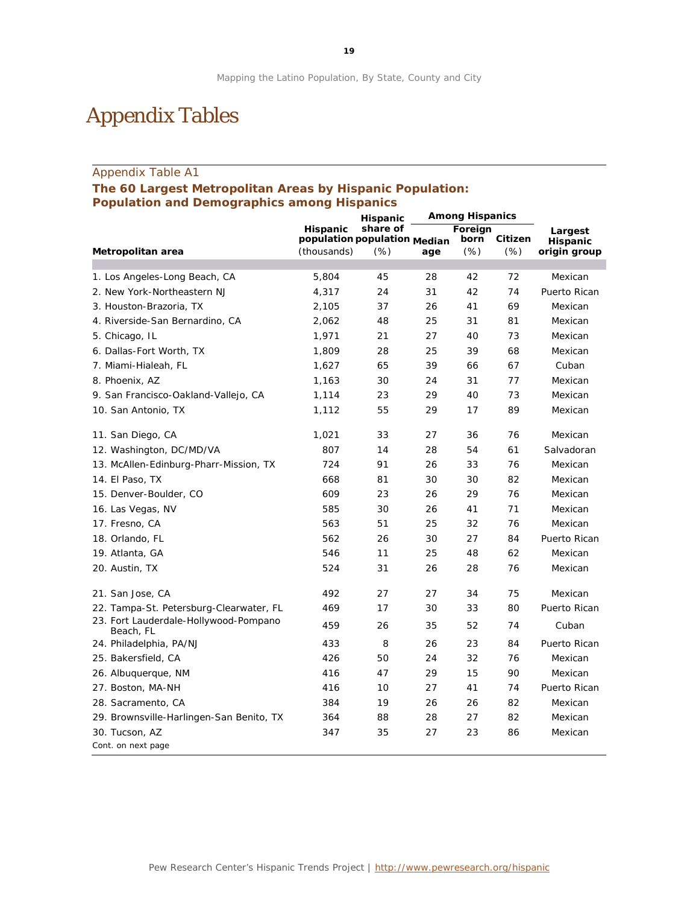# Appendix Tables

## Appendix Table A1

### The 60 Largest Metropolitan Areas by Hispanic Population: Population and Demographics among Hispanics

| Metropolitan area | Hispanic population (thousands) | Hispanic share of population (%) | Among Hispanics: Median age | Among Hispanics: Foreign born (%) | Among Hispanics: Citizen (%) | Largest Hispanic origin group |
|---|---|---|---|---|---|---|
| 1. Los Angeles-Long Beach, CA | 5,804 | 45 | 28 | 42 | 72 | Mexican |
| 2. New York-Northeastern NJ | 4,317 | 24 | 31 | 42 | 74 | Puerto Rican |
| 3. Houston-Brazoria, TX | 2,105 | 37 | 26 | 41 | 69 | Mexican |
| 4. Riverside-San Bernardino, CA | 2,062 | 48 | 25 | 31 | 81 | Mexican |
| 5. Chicago, IL | 1,971 | 21 | 27 | 40 | 73 | Mexican |
| 6. Dallas-Fort Worth, TX | 1,809 | 28 | 25 | 39 | 68 | Mexican |
| 7. Miami-Hialeah, FL | 1,627 | 65 | 39 | 66 | 67 | Cuban |
| 8. Phoenix, AZ | 1,163 | 30 | 24 | 31 | 77 | Mexican |
| 9. San Francisco-Oakland-Vallejo, CA | 1,114 | 23 | 29 | 40 | 73 | Mexican |
| 10. San Antonio, TX | 1,112 | 55 | 29 | 17 | 89 | Mexican |
| 11. San Diego, CA | 1,021 | 33 | 27 | 36 | 76 | Mexican |
| 12. Washington, DC/MD/VA | 807 | 14 | 28 | 54 | 61 | Salvadoran |
| 13. McAllen-Edinburg-Pharr-Mission, TX | 724 | 91 | 26 | 33 | 76 | Mexican |
| 14. El Paso, TX | 668 | 81 | 30 | 30 | 82 | Mexican |
| 15. Denver-Boulder, CO | 609 | 23 | 26 | 29 | 76 | Mexican |
| 16. Las Vegas, NV | 585 | 30 | 26 | 41 | 71 | Mexican |
| 17. Fresno, CA | 563 | 51 | 25 | 32 | 76 | Mexican |
| 18. Orlando, FL | 562 | 26 | 30 | 27 | 84 | Puerto Rican |
| 19. Atlanta, GA | 546 | 11 | 25 | 48 | 62 | Mexican |
| 20. Austin, TX | 524 | 31 | 26 | 28 | 76 | Mexican |
| 21. San Jose, CA | 492 | 27 | 27 | 34 | 75 | Mexican |
| 22. Tampa-St. Petersburg-Clearwater, FL | 469 | 17 | 30 | 33 | 80 | Puerto Rican |
| 23. Fort Lauderdale-Hollywood-Pompano Beach, FL | 459 | 26 | 35 | 52 | 74 | Cuban |
| 24. Philadelphia, PA/NJ | 433 | 8 | 26 | 23 | 84 | Puerto Rican |
| 25. Bakersfield, CA | 426 | 50 | 24 | 32 | 76 | Mexican |
| 26. Albuquerque, NM | 416 | 47 | 29 | 15 | 90 | Mexican |
| 27. Boston, MA-NH | 416 | 10 | 27 | 41 | 74 | Puerto Rican |
| 28. Sacramento, CA | 384 | 19 | 26 | 26 | 82 | Mexican |
| 29. Brownsville-Harlingen-San Benito, TX | 364 | 88 | 28 | 27 | 82 | Mexican |
| 30. Tucson, AZ | 347 | 35 | 27 | 23 | 86 | Mexican |

Cont. on next page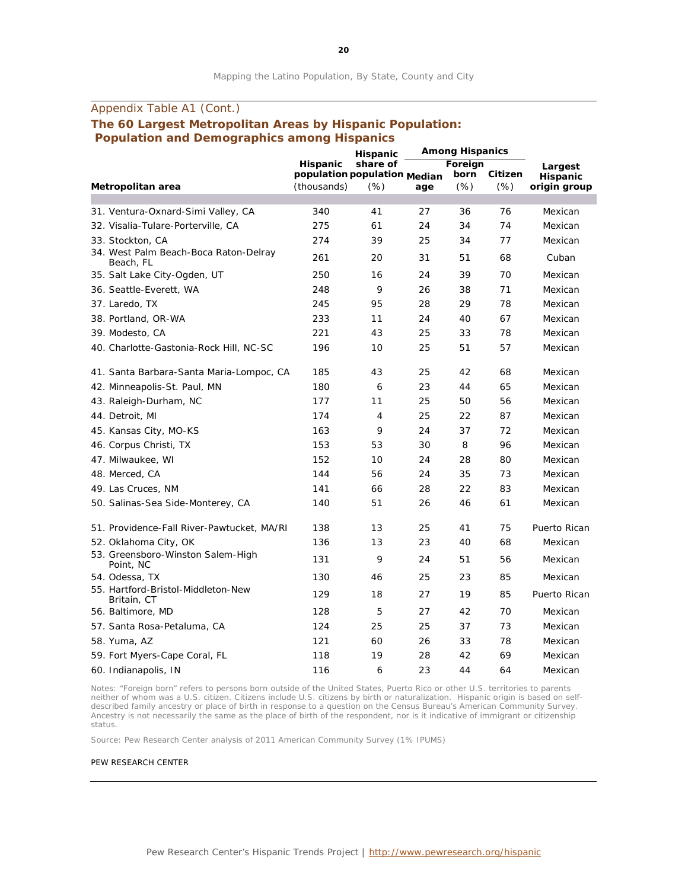Appendix Table A1 (Cont.)

**The 60 Largest Metropolitan Areas by Hispanic Population: Population and Demographics among Hispanics**

| Metropolitan area | Hispanic population (thousands) | Hispanic share of population (%) | Among Hispanics | | | Largest Hispanic origin group |
|---|---|---|---|---|---|---|
| | | | Median age | Foreign born (%) | Citizen (%) | |
| 31. Ventura-Oxnard-Simi Valley, CA | 340 | 41 | 27 | 36 | 76 | Mexican |
| 32. Visalia-Tulare-Porterville, CA | 275 | 61 | 24 | 34 | 74 | Mexican |
| 33. Stockton, CA | 274 | 39 | 25 | 34 | 77 | Mexican |
| 34. West Palm Beach-Boca Raton-Delray Beach, FL | 261 | 20 | 31 | 51 | 68 | Cuban |
| 35. Salt Lake City-Ogden, UT | 250 | 16 | 24 | 39 | 70 | Mexican |
| 36. Seattle-Everett, WA | 248 | 9 | 26 | 38 | 71 | Mexican |
| 37. Laredo, TX | 245 | 95 | 28 | 29 | 78 | Mexican |
| 38. Portland, OR-WA | 233 | 11 | 24 | 40 | 67 | Mexican |
| 39. Modesto, CA | 221 | 43 | 25 | 33 | 78 | Mexican |
| 40. Charlotte-Gastonia-Rock Hill, NC-SC | 196 | 10 | 25 | 51 | 57 | Mexican |
| 41. Santa Barbara-Santa Maria-Lompoc, CA | 185 | 43 | 25 | 42 | 68 | Mexican |
| 42. Minneapolis-St. Paul, MN | 180 | 6 | 23 | 44 | 65 | Mexican |
| 43. Raleigh-Durham, NC | 177 | 11 | 25 | 50 | 56 | Mexican |
| 44. Detroit, MI | 174 | 4 | 25 | 22 | 87 | Mexican |
| 45. Kansas City, MO-KS | 163 | 9 | 24 | 37 | 72 | Mexican |
| 46. Corpus Christi, TX | 153 | 53 | 30 | 8 | 96 | Mexican |
| 47. Milwaukee, WI | 152 | 10 | 24 | 28 | 80 | Mexican |
| 48. Merced, CA | 144 | 56 | 24 | 35 | 73 | Mexican |
| 49. Las Cruces, NM | 141 | 66 | 28 | 22 | 83 | Mexican |
| 50. Salinas-Sea Side-Monterey, CA | 140 | 51 | 26 | 46 | 61 | Mexican |
| 51. Providence-Fall River-Pawtucket, MA/RI | 138 | 13 | 25 | 41 | 75 | Puerto Rican |
| 52. Oklahoma City, OK | 136 | 13 | 23 | 40 | 68 | Mexican |
| 53. Greensboro-Winston Salem-High Point, NC | 131 | 9 | 24 | 51 | 56 | Mexican |
| 54. Odessa, TX | 130 | 46 | 25 | 23 | 85 | Mexican |
| 55. Hartford-Bristol-Middleton-New Britain, CT | 129 | 18 | 27 | 19 | 85 | Puerto Rican |
| 56. Baltimore, MD | 128 | 5 | 27 | 42 | 70 | Mexican |
| 57. Santa Rosa-Petaluma, CA | 124 | 25 | 25 | 37 | 73 | Mexican |
| 58. Yuma, AZ | 121 | 60 | 26 | 33 | 78 | Mexican |
| 59. Fort Myers-Cape Coral, FL | 118 | 19 | 28 | 42 | 69 | Mexican |
| 60. Indianapolis, IN | 116 | 6 | 23 | 44 | 64 | Mexican |

Notes: "Foreign born" refers to persons born outside of the United States, Puerto Rico or other U.S. territories to parents neither of whom was a U.S. citizen. Citizens include U.S. citizens by birth or naturalization. Hispanic origin is based on self-described family ancestry or place of birth in response to a question on the Census Bureau's American Community Survey. Ancestry is not necessarily the same as the place of birth of the respondent, nor is it indicative of immigrant or citizenship status.

Source: Pew Research Center analysis of 2011 American Community Survey (1% IPUMS)

PEW RESEARCH CENTER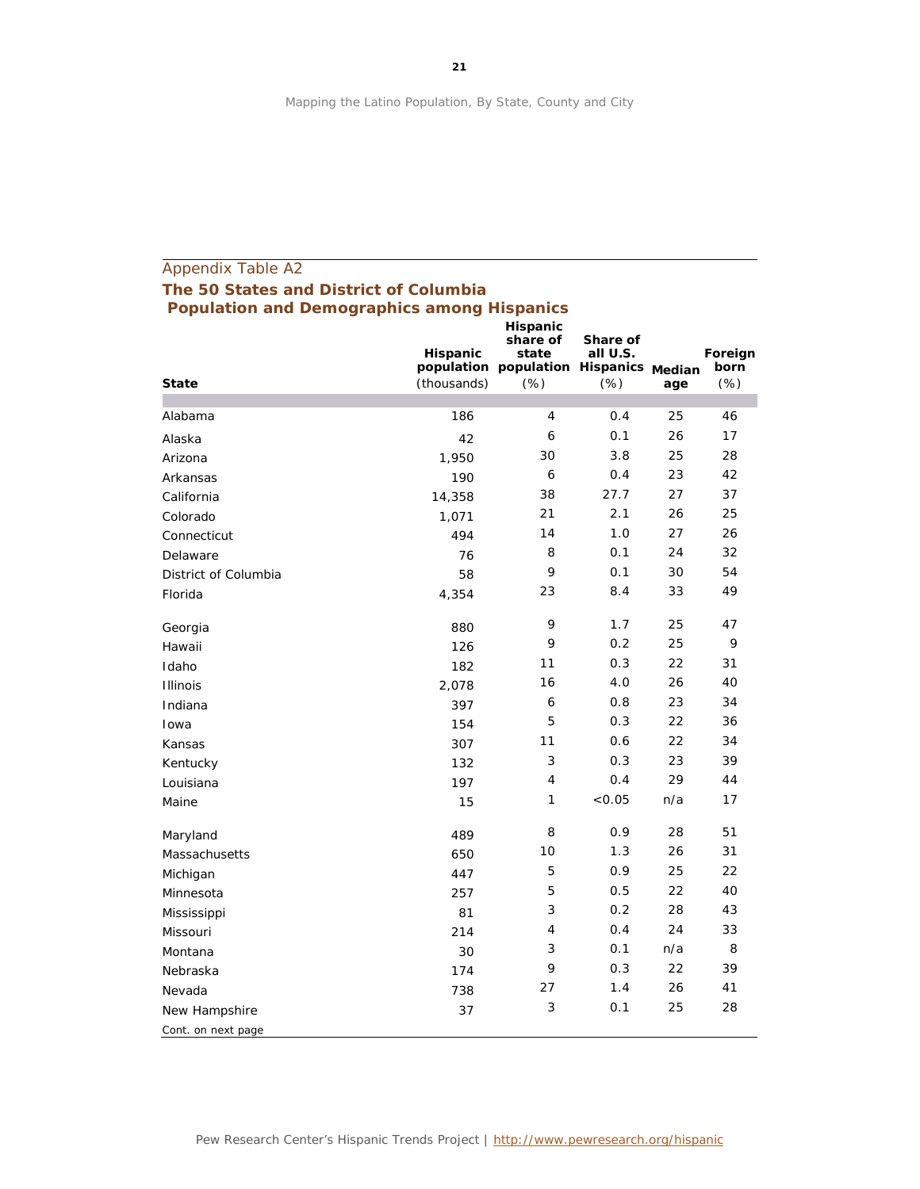Appendix Table A2

**The 50 States and District of Columbia Population and Demographics among Hispanics**

| State | Hispanic population (thousands) | Hispanic share of state population (%) | Share of all U.S. Hispanics (%) | Median age | Foreign born (%) |
|---|---|---|---|---|---|
| Alabama | 186 | 4 | 0.4 | 25 | 46 |
| Alaska | 42 | 6 | 0.1 | 26 | 17 |
| Arizona | 1,950 | 30 | 3.8 | 25 | 28 |
| Arkansas | 190 | 6 | 0.4 | 23 | 42 |
| California | 14,358 | 38 | 27.7 | 27 | 37 |
| Colorado | 1,071 | 21 | 2.1 | 26 | 25 |
| Connecticut | 494 | 14 | 1.0 | 27 | 26 |
| Delaware | 76 | 8 | 0.1 | 24 | 32 |
| District of Columbia | 58 | 9 | 0.1 | 30 | 54 |
| Florida | 4,354 | 23 | 8.4 | 33 | 49 |
| Georgia | 880 | 9 | 1.7 | 25 | 47 |
| Hawaii | 126 | 9 | 0.2 | 25 | 9 |
| Idaho | 182 | 11 | 0.3 | 22 | 31 |
| Illinois | 2,078 | 16 | 4.0 | 26 | 40 |
| Indiana | 397 | 6 | 0.8 | 23 | 34 |
| Iowa | 154 | 5 | 0.3 | 22 | 36 |
| Kansas | 307 | 11 | 0.6 | 22 | 34 |
| Kentucky | 132 | 3 | 0.3 | 23 | 39 |
| Louisiana | 197 | 4 | 0.4 | 29 | 44 |
| Maine | 15 | 1 | <0.05 | n/a | 17 |
| Maryland | 489 | 8 | 0.9 | 28 | 51 |
| Massachusetts | 650 | 10 | 1.3 | 26 | 31 |
| Michigan | 447 | 5 | 0.9 | 25 | 22 |
| Minnesota | 257 | 5 | 0.5 | 22 | 40 |
| Mississippi | 81 | 3 | 0.2 | 28 | 43 |
| Missouri | 214 | 4 | 0.4 | 24 | 33 |
| Montana | 30 | 3 | 0.1 | n/a | 8 |
| Nebraska | 174 | 9 | 0.3 | 22 | 39 |
| Nevada | 738 | 27 | 1.4 | 26 | 41 |
| New Hampshire | 37 | 3 | 0.1 | 25 | 28 |

Cont. on next page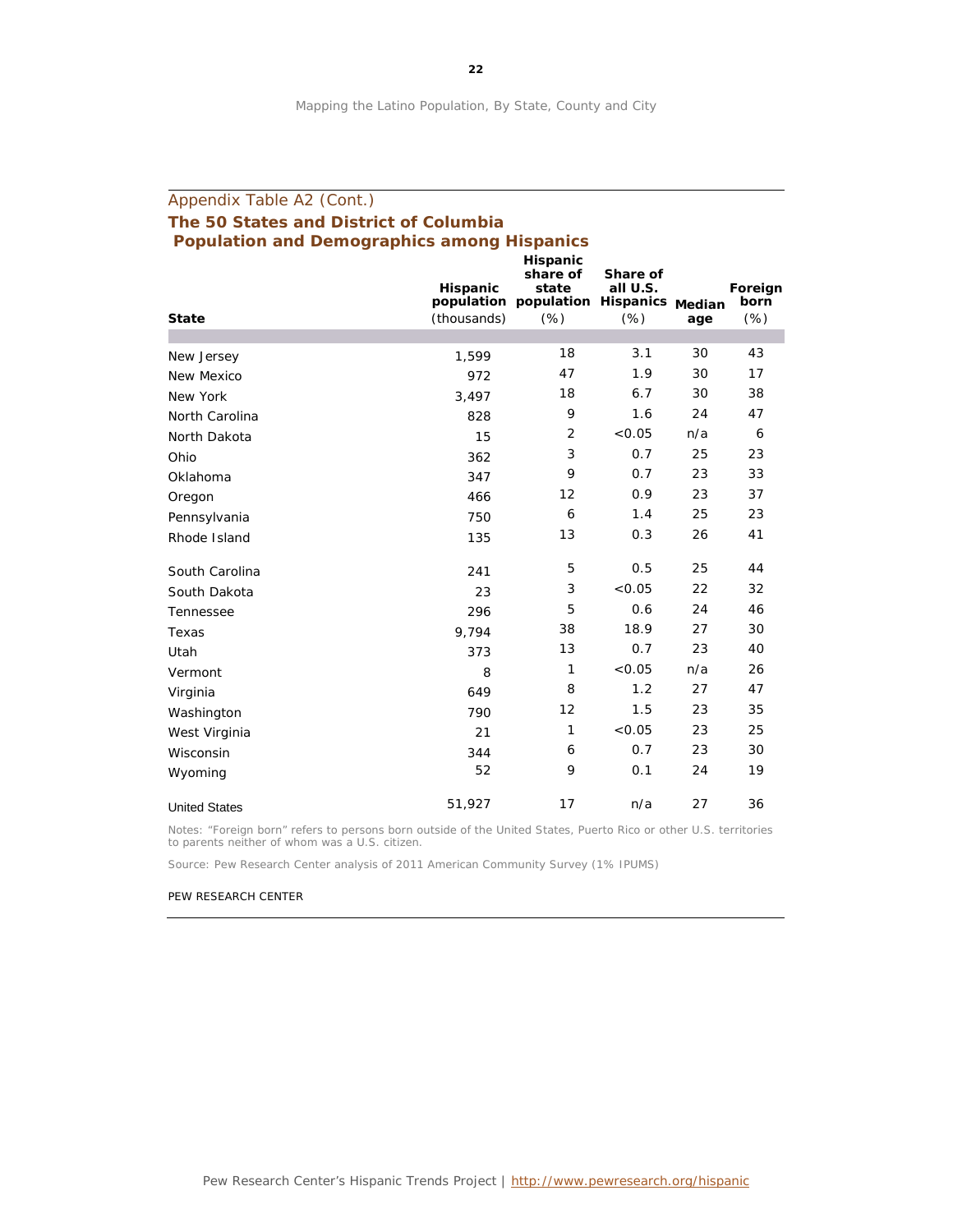Appendix Table A2 (Cont.)

## The 50 States and District of Columbia Population and Demographics among Hispanics

| State | Hispanic population (thousands) | Hispanic share of state population (%) | Share of all U.S. Hispanics (%) | Median age | Foreign born (%) |
|---|---|---|---|---|---|
| New Jersey | 1,599 | 18 | 3.1 | 30 | 43 |
| New Mexico | 972 | 47 | 1.9 | 30 | 17 |
| New York | 3,497 | 18 | 6.7 | 30 | 38 |
| North Carolina | 828 | 9 | 1.6 | 24 | 47 |
| North Dakota | 15 | 2 | <0.05 | n/a | 6 |
| Ohio | 362 | 3 | 0.7 | 25 | 23 |
| Oklahoma | 347 | 9 | 0.7 | 23 | 33 |
| Oregon | 466 | 12 | 0.9 | 23 | 37 |
| Pennsylvania | 750 | 6 | 1.4 | 25 | 23 |
| Rhode Island | 135 | 13 | 0.3 | 26 | 41 |
| South Carolina | 241 | 5 | 0.5 | 25 | 44 |
| South Dakota | 23 | 3 | <0.05 | 22 | 32 |
| Tennessee | 296 | 5 | 0.6 | 24 | 46 |
| Texas | 9,794 | 38 | 18.9 | 27 | 30 |
| Utah | 373 | 13 | 0.7 | 23 | 40 |
| Vermont | 8 | 1 | <0.05 | n/a | 26 |
| Virginia | 649 | 8 | 1.2 | 27 | 47 |
| Washington | 790 | 12 | 1.5 | 23 | 35 |
| West Virginia | 21 | 1 | <0.05 | 23 | 25 |
| Wisconsin | 344 | 6 | 0.7 | 23 | 30 |
| Wyoming | 52 | 9 | 0.1 | 24 | 19 |
| United States | 51,927 | 17 | n/a | 27 | 36 |

Notes: "Foreign born" refers to persons born outside of the United States, Puerto Rico or other U.S. territories to parents neither of whom was a U.S. citizen.

Source: Pew Research Center analysis of 2011 American Community Survey (1% IPUMS)

PEW RESEARCH CENTER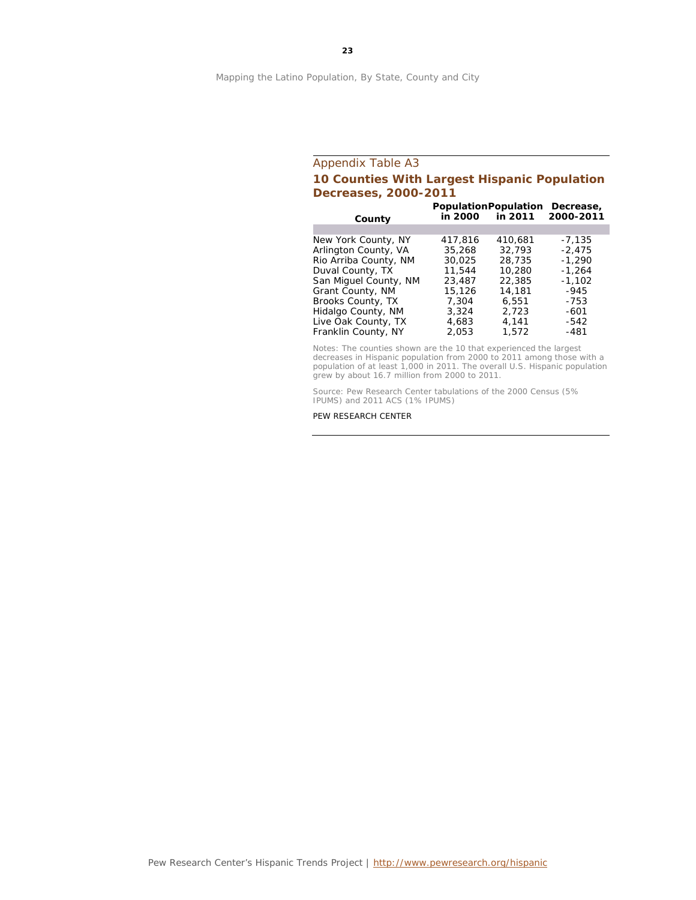## Appendix Table A3

### 10 Counties With Largest Hispanic Population Decreases, 2000-2011

| County | Population in 2000 | Population in 2011 | Decrease, 2000-2011 |
|---|---|---|---|
| New York County, NY | 417,816 | 410,681 | -7,135 |
| Arlington County, VA | 35,268 | 32,793 | -2,475 |
| Rio Arriba County, NM | 30,025 | 28,735 | -1,290 |
| Duval County, TX | 11,544 | 10,280 | -1,264 |
| San Miguel County, NM | 23,487 | 22,385 | -1,102 |
| Grant County, NM | 15,126 | 14,181 | -945 |
| Brooks County, TX | 7,304 | 6,551 | -753 |
| Hidalgo County, NM | 3,324 | 2,723 | -601 |
| Live Oak County, TX | 4,683 | 4,141 | -542 |
| Franklin County, NY | 2,053 | 1,572 | -481 |

Notes: The counties shown are the 10 that experienced the largest decreases in Hispanic population from 2000 to 2011 among those with a population of at least 1,000 in 2011. The overall U.S. Hispanic population grew by about 16.7 million from 2000 to 2011.

Source: Pew Research Center tabulations of the 2000 Census (5% IPUMS) and 2011 ACS (1% IPUMS)

PEW RESEARCH CENTER